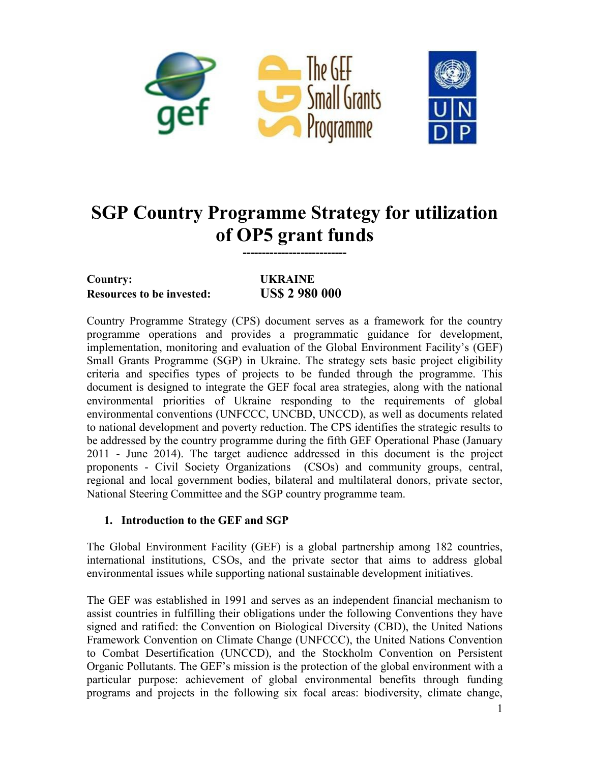# SGP Country Programme Strategy for utilization of OP5 grant funds

---------------------------

**Country:** **UKRAINE**
**Resources to be invested:** **US$ 2 980 000**

Country Programme Strategy (CPS) document serves as a framework for the country programme operations and provides a programmatic guidance for development, implementation, monitoring and evaluation of the Global Environment Facility's (GEF) Small Grants Programme (SGP) in Ukraine. The strategy sets basic project eligibility criteria and specifies types of projects to be funded through the programme. This document is designed to integrate the GEF focal area strategies, along with the national environmental priorities of Ukraine responding to the requirements of global environmental conventions (UNFCCC, UNCBD, UNCCD), as well as documents related to national development and poverty reduction. The CPS identifies the strategic results to be addressed by the country programme during the fifth GEF Operational Phase (January 2011 - June 2014). The target audience addressed in this document is the project proponents - Civil Society Organizations (CSOs) and community groups, central, regional and local government bodies, bilateral and multilateral donors, private sector, National Steering Committee and the SGP country programme team.

## 1. Introduction to the GEF and SGP

The Global Environment Facility (GEF) is a global partnership among 182 countries, international institutions, CSOs, and the private sector that aims to address global environmental issues while supporting national sustainable development initiatives.

The GEF was established in 1991 and serves as an independent financial mechanism to assist countries in fulfilling their obligations under the following Conventions they have signed and ratified: the Convention on Biological Diversity (CBD), the United Nations Framework Convention on Climate Change (UNFCCC), the United Nations Convention to Combat Desertification (UNCCD), and the Stockholm Convention on Persistent Organic Pollutants. The GEF's mission is the protection of the global environment with a particular purpose: achievement of global environmental benefits through funding programs and projects in the following six focal areas: biodiversity, climate change,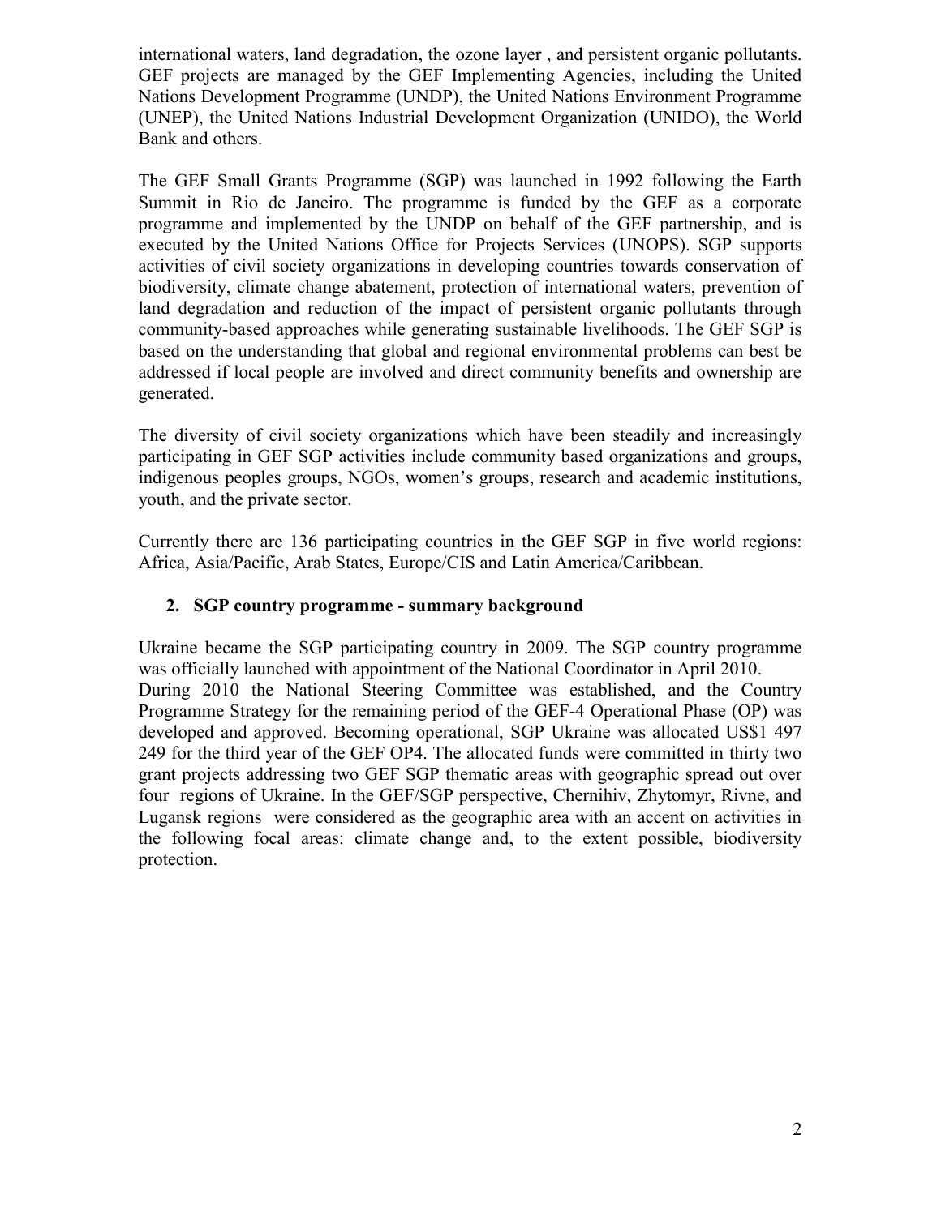international waters, land degradation, the ozone layer , and persistent organic pollutants. GEF projects are managed by the GEF Implementing Agencies, including the United Nations Development Programme (UNDP), the United Nations Environment Programme (UNEP), the United Nations Industrial Development Organization (UNIDO), the World Bank and others.

The GEF Small Grants Programme (SGP) was launched in 1992 following the Earth Summit in Rio de Janeiro. The programme is funded by the GEF as a corporate programme and implemented by the UNDP on behalf of the GEF partnership, and is executed by the United Nations Office for Projects Services (UNOPS). SGP supports activities of civil society organizations in developing countries towards conservation of biodiversity, climate change abatement, protection of international waters, prevention of land degradation and reduction of the impact of persistent organic pollutants through community-based approaches while generating sustainable livelihoods. The GEF SGP is based on the understanding that global and regional environmental problems can best be addressed if local people are involved and direct community benefits and ownership are generated.

The diversity of civil society organizations which have been steadily and increasingly participating in GEF SGP activities include community based organizations and groups, indigenous peoples groups, NGOs, women's groups, research and academic institutions, youth, and the private sector.

Currently there are 136 participating countries in the GEF SGP in five world regions: Africa, Asia/Pacific, Arab States, Europe/CIS and Latin America/Caribbean.

## 2. SGP country programme - summary background

Ukraine became the SGP participating country in 2009. The SGP country programme was officially launched with appointment of the National Coordinator in April 2010. During 2010 the National Steering Committee was established, and the Country Programme Strategy for the remaining period of the GEF-4 Operational Phase (OP) was developed and approved. Becoming operational, SGP Ukraine was allocated US$1 497 249 for the third year of the GEF OP4. The allocated funds were committed in thirty two grant projects addressing two GEF SGP thematic areas with geographic spread out over four regions of Ukraine. In the GEF/SGP perspective, Chernihiv, Zhytomyr, Rivne, and Lugansk regions were considered as the geographic area with an accent on activities in the following focal areas: climate change and, to the extent possible, biodiversity protection.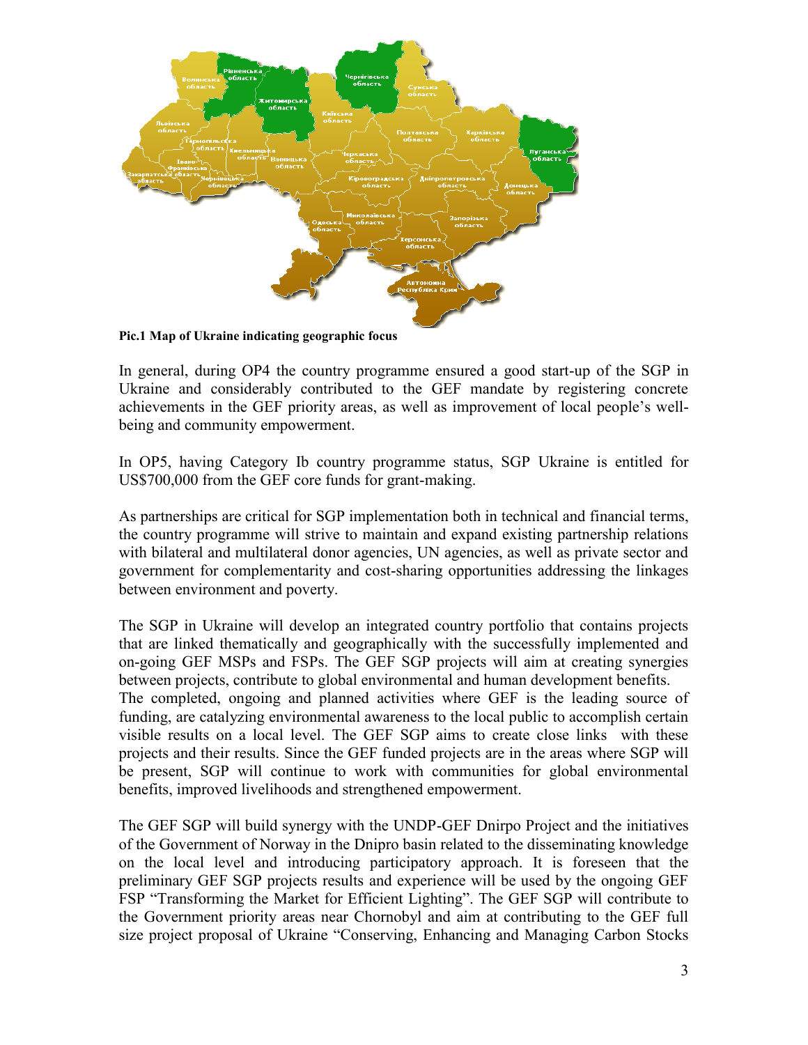**Pic.1 Map of Ukraine indicating geographic focus**

In general, during OP4 the country programme ensured a good start-up of the SGP in Ukraine and considerably contributed to the GEF mandate by registering concrete achievements in the GEF priority areas, as well as improvement of local people's well-being and community empowerment.

In OP5, having Category Ib country programme status, SGP Ukraine is entitled for US$700,000 from the GEF core funds for grant-making.

As partnerships are critical for SGP implementation both in technical and financial terms, the country programme will strive to maintain and expand existing partnership relations with bilateral and multilateral donor agencies, UN agencies, as well as private sector and government for complementarity and cost-sharing opportunities addressing the linkages between environment and poverty.

The SGP in Ukraine will develop an integrated country portfolio that contains projects that are linked thematically and geographically with the successfully implemented and on-going GEF MSPs and FSPs. The GEF SGP projects will aim at creating synergies between projects, contribute to global environmental and human development benefits.
The completed, ongoing and planned activities where GEF is the leading source of funding, are catalyzing environmental awareness to the local public to accomplish certain visible results on a local level. The GEF SGP aims to create close links with these projects and their results. Since the GEF funded projects are in the areas where SGP will be present, SGP will continue to work with communities for global environmental benefits, improved livelihoods and strengthened empowerment.

The GEF SGP will build synergy with the UNDP-GEF Dnirpo Project and the initiatives of the Government of Norway in the Dnipro basin related to the disseminating knowledge on the local level and introducing participatory approach. It is foreseen that the preliminary GEF SGP projects results and experience will be used by the ongoing GEF FSP "Transforming the Market for Efficient Lighting". The GEF SGP will contribute to the Government priority areas near Chornobyl and aim at contributing to the GEF full size project proposal of Ukraine "Conserving, Enhancing and Managing Carbon Stocks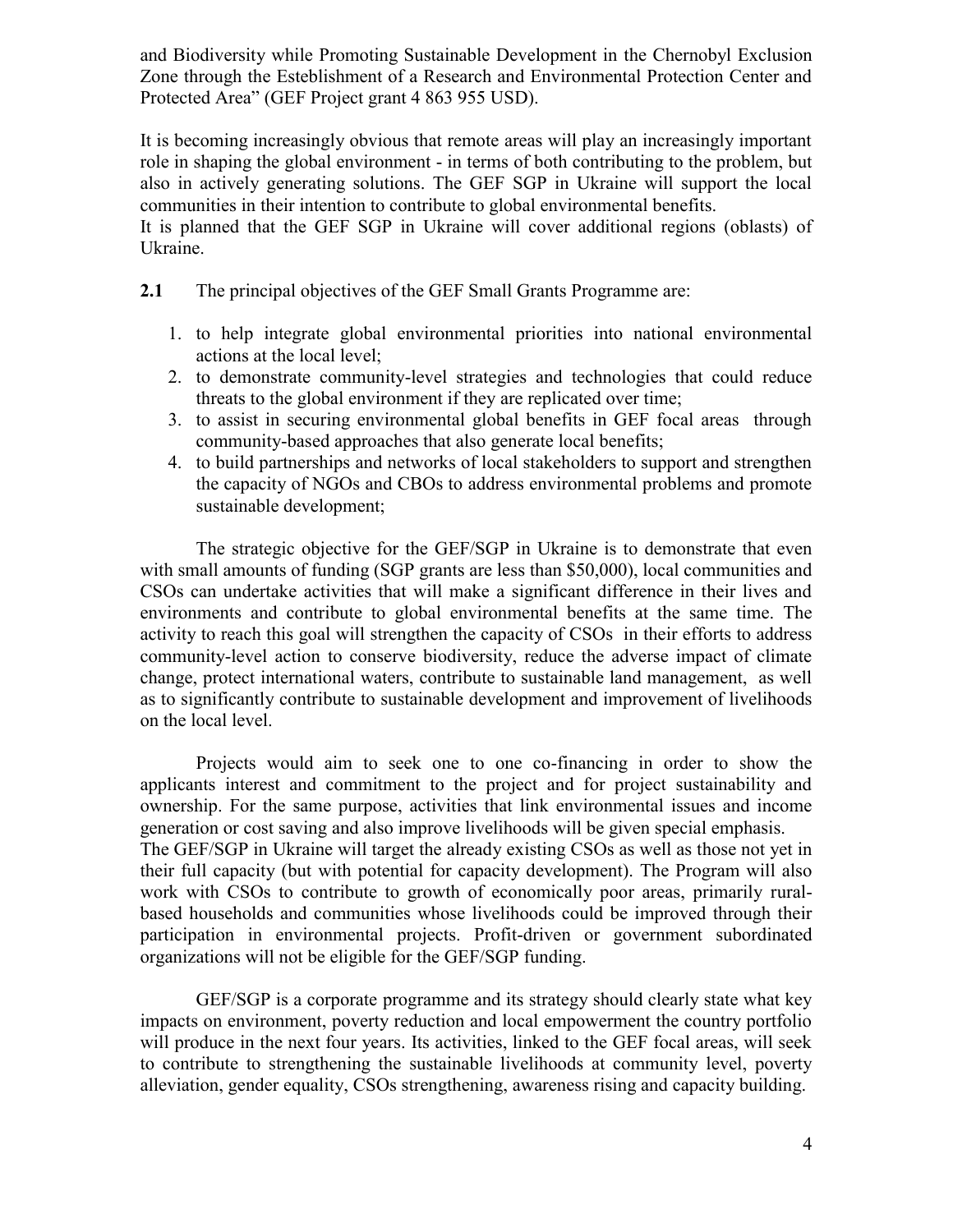and Biodiversity while Promoting Sustainable Development in the Chernobyl Exclusion Zone through the Esteblishment of a Research and Environmental Protection Center and Protected Area" (GEF Project grant 4 863 955 USD).

It is becoming increasingly obvious that remote areas will play an increasingly important role in shaping the global environment - in terms of both contributing to the problem, but also in actively generating solutions. The GEF SGP in Ukraine will support the local communities in their intention to contribute to global environmental benefits.
It is planned that the GEF SGP in Ukraine will cover additional regions (oblasts) of Ukraine.

**2.1** The principal objectives of the GEF Small Grants Programme are:

1. to help integrate global environmental priorities into national environmental actions at the local level;
2. to demonstrate community-level strategies and technologies that could reduce threats to the global environment if they are replicated over time;
3. to assist in securing environmental global benefits in GEF focal areas through community-based approaches that also generate local benefits;
4. to build partnerships and networks of local stakeholders to support and strengthen the capacity of NGOs and CBOs to address environmental problems and promote sustainable development;

The strategic objective for the GEF/SGP in Ukraine is to demonstrate that even with small amounts of funding (SGP grants are less than $50,000), local communities and CSOs can undertake activities that will make a significant difference in their lives and environments and contribute to global environmental benefits at the same time. The activity to reach this goal will strengthen the capacity of CSOs in their efforts to address community-level action to conserve biodiversity, reduce the adverse impact of climate change, protect international waters, contribute to sustainable land management, as well as to significantly contribute to sustainable development and improvement of livelihoods on the local level.

Projects would aim to seek one to one co-financing in order to show the applicants interest and commitment to the project and for project sustainability and ownership. For the same purpose, activities that link environmental issues and income generation or cost saving and also improve livelihoods will be given special emphasis.
The GEF/SGP in Ukraine will target the already existing CSOs as well as those not yet in their full capacity (but with potential for capacity development). The Program will also work with CSOs to contribute to growth of economically poor areas, primarily rural-based households and communities whose livelihoods could be improved through their participation in environmental projects. Profit-driven or government subordinated organizations will not be eligible for the GEF/SGP funding.

GEF/SGP is a corporate programme and its strategy should clearly state what key impacts on environment, poverty reduction and local empowerment the country portfolio will produce in the next four years. Its activities, linked to the GEF focal areas, will seek to contribute to strengthening the sustainable livelihoods at community level, poverty alleviation, gender equality, CSOs strengthening, awareness rising and capacity building.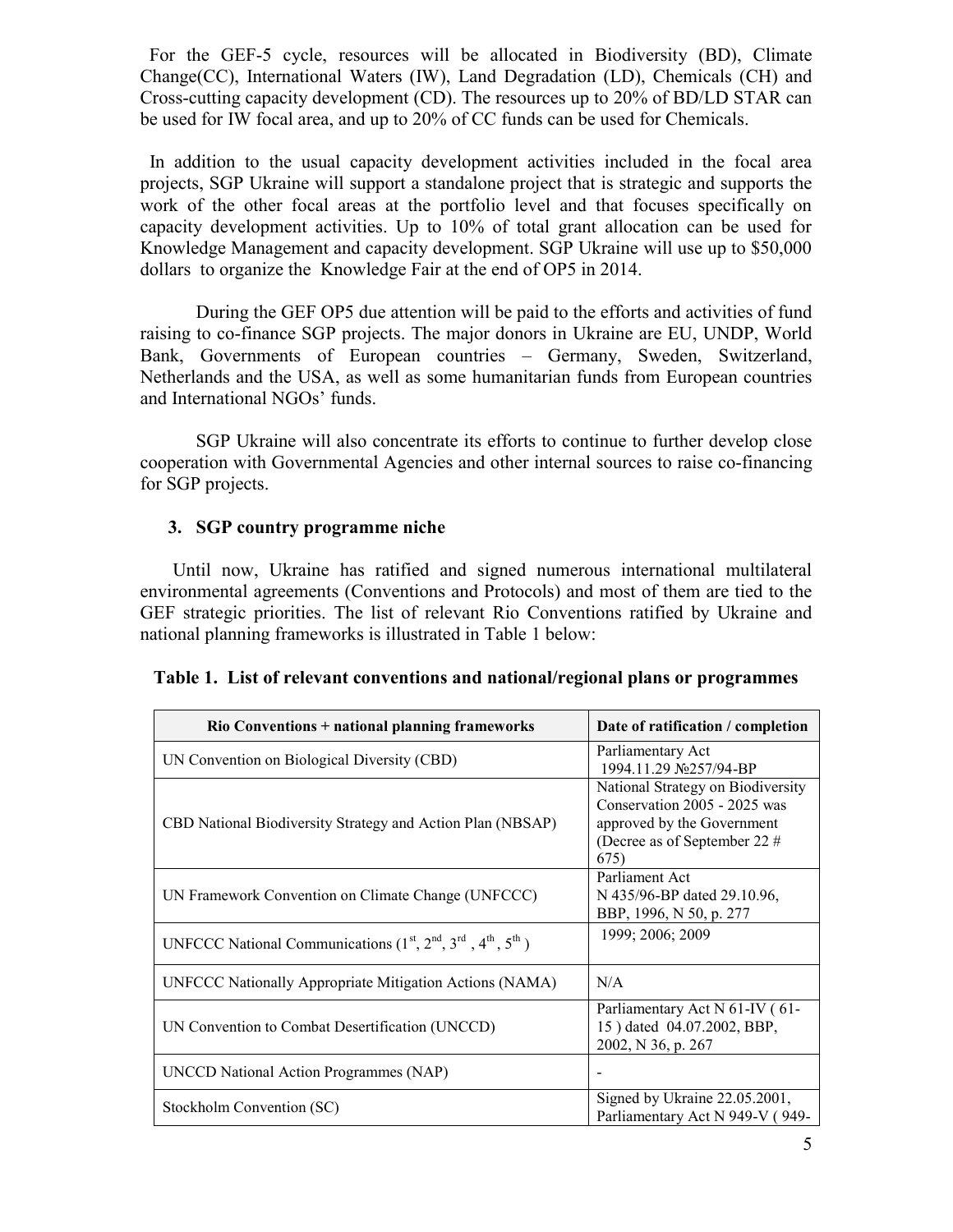For the GEF-5 cycle, resources will be allocated in Biodiversity (BD), Climate Change(CC), International Waters (IW), Land Degradation (LD), Chemicals (CH) and Cross-cutting capacity development (CD). The resources up to 20% of BD/LD STAR can be used for IW focal area, and up to 20% of CC funds can be used for Chemicals.

In addition to the usual capacity development activities included in the focal area projects, SGP Ukraine will support a standalone project that is strategic and supports the work of the other focal areas at the portfolio level and that focuses specifically on capacity development activities. Up to 10% of total grant allocation can be used for Knowledge Management and capacity development. SGP Ukraine will use up to $50,000 dollars to organize the Knowledge Fair at the end of OP5 in 2014.

During the GEF OP5 due attention will be paid to the efforts and activities of fund raising to co-finance SGP projects. The major donors in Ukraine are EU, UNDP, World Bank, Governments of European countries – Germany, Sweden, Switzerland, Netherlands and the USA, as well as some humanitarian funds from European countries and International NGOs' funds.

SGP Ukraine will also concentrate its efforts to continue to further develop close cooperation with Governmental Agencies and other internal sources to raise co-financing for SGP projects.

## 3. SGP country programme niche

Until now, Ukraine has ratified and signed numerous international multilateral environmental agreements (Conventions and Protocols) and most of them are tied to the GEF strategic priorities. The list of relevant Rio Conventions ratified by Ukraine and national planning frameworks is illustrated in Table 1 below:

**Table 1. List of relevant conventions and national/regional plans or programmes**

| Rio Conventions + national planning frameworks | Date of ratification / completion |
|---|---|
| UN Convention on Biological Diversity (CBD) | Parliamentary Act 1994.11.29 №257/94-ВР |
| CBD National Biodiversity Strategy and Action Plan (NBSAP) | National Strategy on Biodiversity Conservation 2005 - 2025 was approved by the Government (Decree as of September 22 # 675) |
| UN Framework Convention on Climate Change (UNFCCC) | Parliament Act N 435/96-ВР dated 29.10.96, ВВР, 1996, N 50, p. 277 |
| UNFCCC National Communications (1st, 2nd, 3rd, 4th, 5th) | 1999; 2006; 2009 |
| UNFCCC Nationally Appropriate Mitigation Actions (NAMA) | N/A |
| UN Convention to Combat Desertification (UNCCD) | Parliamentary Act N 61-IV ( 61-15 ) dated 04.07.2002, ВВР, 2002, N 36, p. 267 |
| UNCCD National Action Programmes (NAP) | - |
| Stockholm Convention (SC) | Signed by Ukraine 22.05.2001, Parliamentary Act N 949-V ( 949- |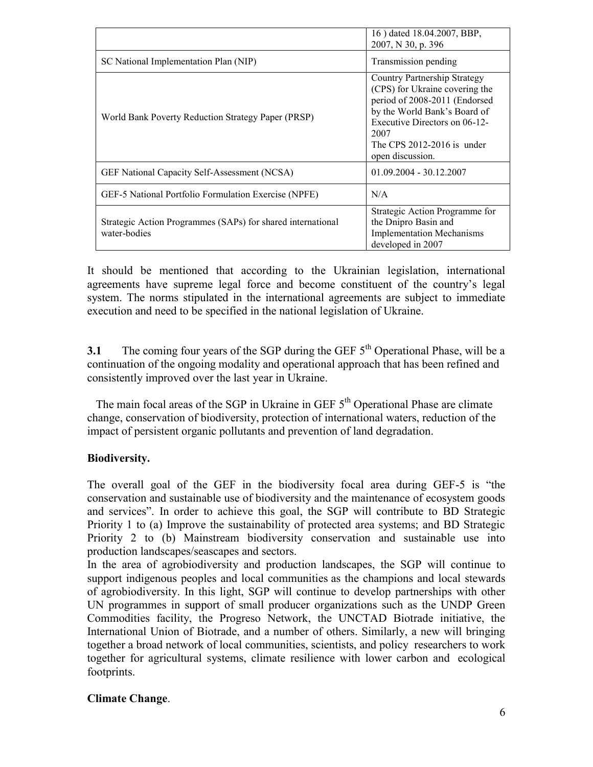|  | 16 ) dated 18.04.2007, BBP, 2007, N 30, p. 396 |
| --- | --- |
| SC National Implementation Plan (NIP) | Transmission pending |
| World Bank Poverty Reduction Strategy Paper (PRSP) | Country Partnership Strategy (CPS) for Ukraine covering the period of 2008-2011 (Endorsed by the World Bank's Board of Executive Directors on 06-12-2007<br>The CPS 2012-2016 is under open discussion. |
| GEF National Capacity Self-Assessment (NCSA) | 01.09.2004 - 30.12.2007 |
| GEF-5 National Portfolio Formulation Exercise (NPFE) | N/A |
| Strategic Action Programmes (SAPs) for shared international water-bodies | Strategic Action Programme for the Dnipro Basin and Implementation Mechanisms developed in 2007 |

It should be mentioned that according to the Ukrainian legislation, international agreements have supreme legal force and become constituent of the country's legal system. The norms stipulated in the international agreements are subject to immediate execution and need to be specified in the national legislation of Ukraine.

**3.1** The coming four years of the SGP during the GEF 5th Operational Phase, will be a continuation of the ongoing modality and operational approach that has been refined and consistently improved over the last year in Ukraine.

The main focal areas of the SGP in Ukraine in GEF 5th Operational Phase are climate change, conservation of biodiversity, protection of international waters, reduction of the impact of persistent organic pollutants and prevention of land degradation.

**Biodiversity.**

The overall goal of the GEF in the biodiversity focal area during GEF-5 is "the conservation and sustainable use of biodiversity and the maintenance of ecosystem goods and services". In order to achieve this goal, the SGP will contribute to BD Strategic Priority 1 to (a) Improve the sustainability of protected area systems; and BD Strategic Priority 2 to (b) Mainstream biodiversity conservation and sustainable use into production landscapes/seascapes and sectors.

In the area of agrobiodiversity and production landscapes, the SGP will continue to support indigenous peoples and local communities as the champions and local stewards of agrobiodiversity. In this light, SGP will continue to develop partnerships with other UN programmes in support of small producer organizations such as the UNDP Green Commodities facility, the Progreso Network, the UNCTAD Biotrade initiative, the International Union of Biotrade, and a number of others. Similarly, a new will bringing together a broad network of local communities, scientists, and policy researchers to work together for agricultural systems, climate resilience with lower carbon and ecological footprints.

**Climate Change**.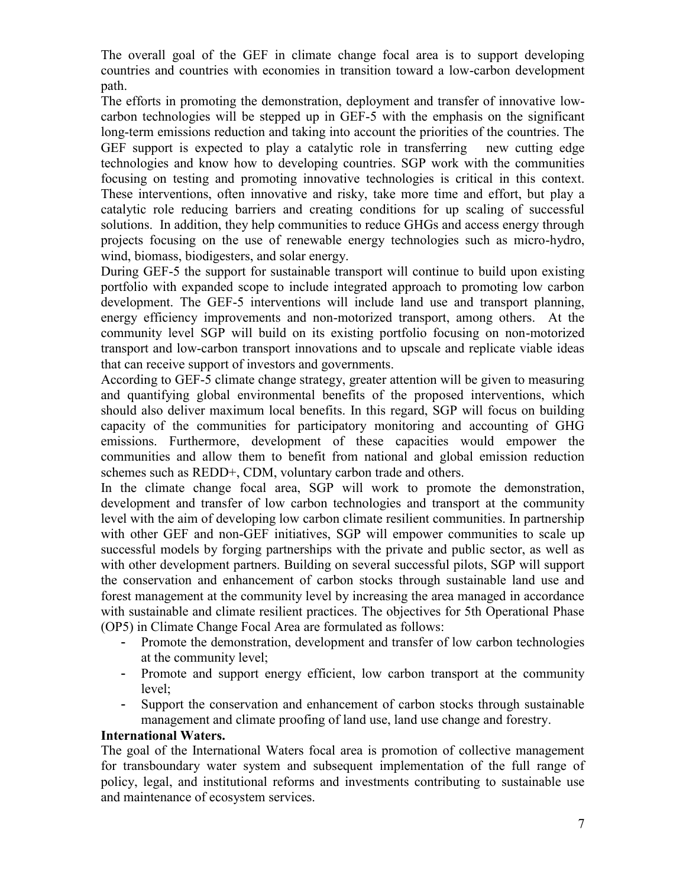The overall goal of the GEF in climate change focal area is to support developing countries and countries with economies in transition toward a low-carbon development path.

The efforts in promoting the demonstration, deployment and transfer of innovative low-carbon technologies will be stepped up in GEF-5 with the emphasis on the significant long-term emissions reduction and taking into account the priorities of the countries. The GEF support is expected to play a catalytic role in transferring new cutting edge technologies and know how to developing countries. SGP work with the communities focusing on testing and promoting innovative technologies is critical in this context. These interventions, often innovative and risky, take more time and effort, but play a catalytic role reducing barriers and creating conditions for up scaling of successful solutions. In addition, they help communities to reduce GHGs and access energy through projects focusing on the use of renewable energy technologies such as micro-hydro, wind, biomass, biodigesters, and solar energy.

During GEF-5 the support for sustainable transport will continue to build upon existing portfolio with expanded scope to include integrated approach to promoting low carbon development. The GEF-5 interventions will include land use and transport planning, energy efficiency improvements and non-motorized transport, among others. At the community level SGP will build on its existing portfolio focusing on non-motorized transport and low-carbon transport innovations and to upscale and replicate viable ideas that can receive support of investors and governments.

According to GEF-5 climate change strategy, greater attention will be given to measuring and quantifying global environmental benefits of the proposed interventions, which should also deliver maximum local benefits. In this regard, SGP will focus on building capacity of the communities for participatory monitoring and accounting of GHG emissions. Furthermore, development of these capacities would empower the communities and allow them to benefit from national and global emission reduction schemes such as REDD+, CDM, voluntary carbon trade and others.

In the climate change focal area, SGP will work to promote the demonstration, development and transfer of low carbon technologies and transport at the community level with the aim of developing low carbon climate resilient communities. In partnership with other GEF and non-GEF initiatives, SGP will empower communities to scale up successful models by forging partnerships with the private and public sector, as well as with other development partners. Building on several successful pilots, SGP will support the conservation and enhancement of carbon stocks through sustainable land use and forest management at the community level by increasing the area managed in accordance with sustainable and climate resilient practices. The objectives for 5th Operational Phase (OP5) in Climate Change Focal Area are formulated as follows:

- Promote the demonstration, development and transfer of low carbon technologies at the community level;
- Promote and support energy efficient, low carbon transport at the community level;
- Support the conservation and enhancement of carbon stocks through sustainable management and climate proofing of land use, land use change and forestry.

**International Waters.**

The goal of the International Waters focal area is promotion of collective management for transboundary water system and subsequent implementation of the full range of policy, legal, and institutional reforms and investments contributing to sustainable use and maintenance of ecosystem services.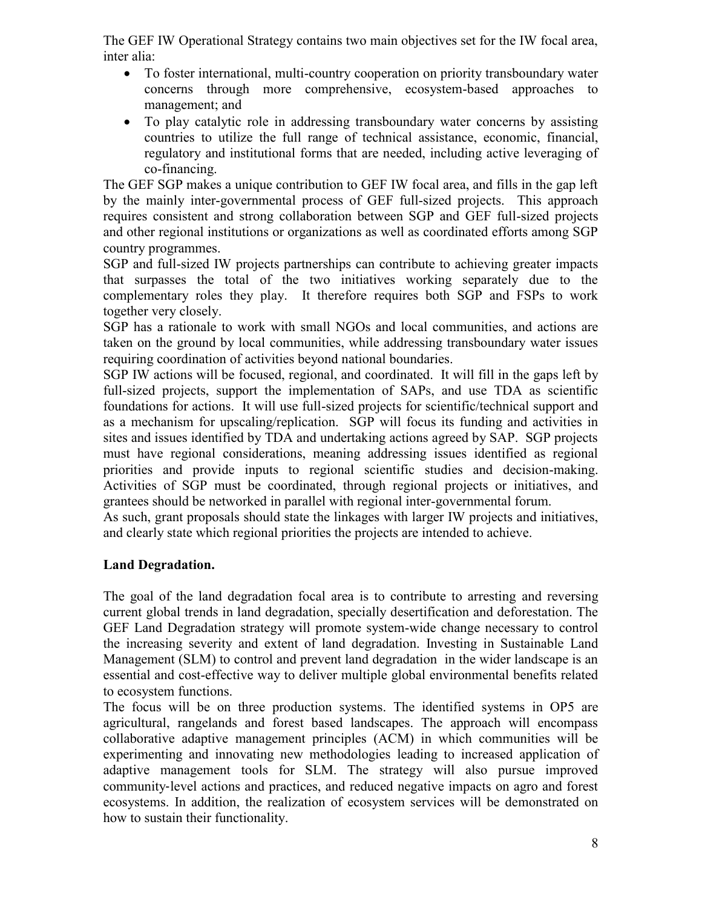The GEF IW Operational Strategy contains two main objectives set for the IW focal area, inter alia:

- To foster international, multi-country cooperation on priority transboundary water concerns through more comprehensive, ecosystem-based approaches to management; and
- To play catalytic role in addressing transboundary water concerns by assisting countries to utilize the full range of technical assistance, economic, financial, regulatory and institutional forms that are needed, including active leveraging of co-financing.

The GEF SGP makes a unique contribution to GEF IW focal area, and fills in the gap left by the mainly inter-governmental process of GEF full-sized projects. This approach requires consistent and strong collaboration between SGP and GEF full-sized projects and other regional institutions or organizations as well as coordinated efforts among SGP country programmes.

SGP and full-sized IW projects partnerships can contribute to achieving greater impacts that surpasses the total of the two initiatives working separately due to the complementary roles they play. It therefore requires both SGP and FSPs to work together very closely.

SGP has a rationale to work with small NGOs and local communities, and actions are taken on the ground by local communities, while addressing transboundary water issues requiring coordination of activities beyond national boundaries.

SGP IW actions will be focused, regional, and coordinated. It will fill in the gaps left by full-sized projects, support the implementation of SAPs, and use TDA as scientific foundations for actions. It will use full-sized projects for scientific/technical support and as a mechanism for upscaling/replication. SGP will focus its funding and activities in sites and issues identified by TDA and undertaking actions agreed by SAP. SGP projects must have regional considerations, meaning addressing issues identified as regional priorities and provide inputs to regional scientific studies and decision-making. Activities of SGP must be coordinated, through regional projects or initiatives, and grantees should be networked in parallel with regional inter-governmental forum.

As such, grant proposals should state the linkages with larger IW projects and initiatives, and clearly state which regional priorities the projects are intended to achieve.

**Land Degradation.**

The goal of the land degradation focal area is to contribute to arresting and reversing current global trends in land degradation, specially desertification and deforestation. The GEF Land Degradation strategy will promote system-wide change necessary to control the increasing severity and extent of land degradation. Investing in Sustainable Land Management (SLM) to control and prevent land degradation in the wider landscape is an essential and cost-effective way to deliver multiple global environmental benefits related to ecosystem functions.

The focus will be on three production systems. The identified systems in OP5 are agricultural, rangelands and forest based landscapes. The approach will encompass collaborative adaptive management principles (ACM) in which communities will be experimenting and innovating new methodologies leading to increased application of adaptive management tools for SLM. The strategy will also pursue improved community-level actions and practices, and reduced negative impacts on agro and forest ecosystems. In addition, the realization of ecosystem services will be demonstrated on how to sustain their functionality.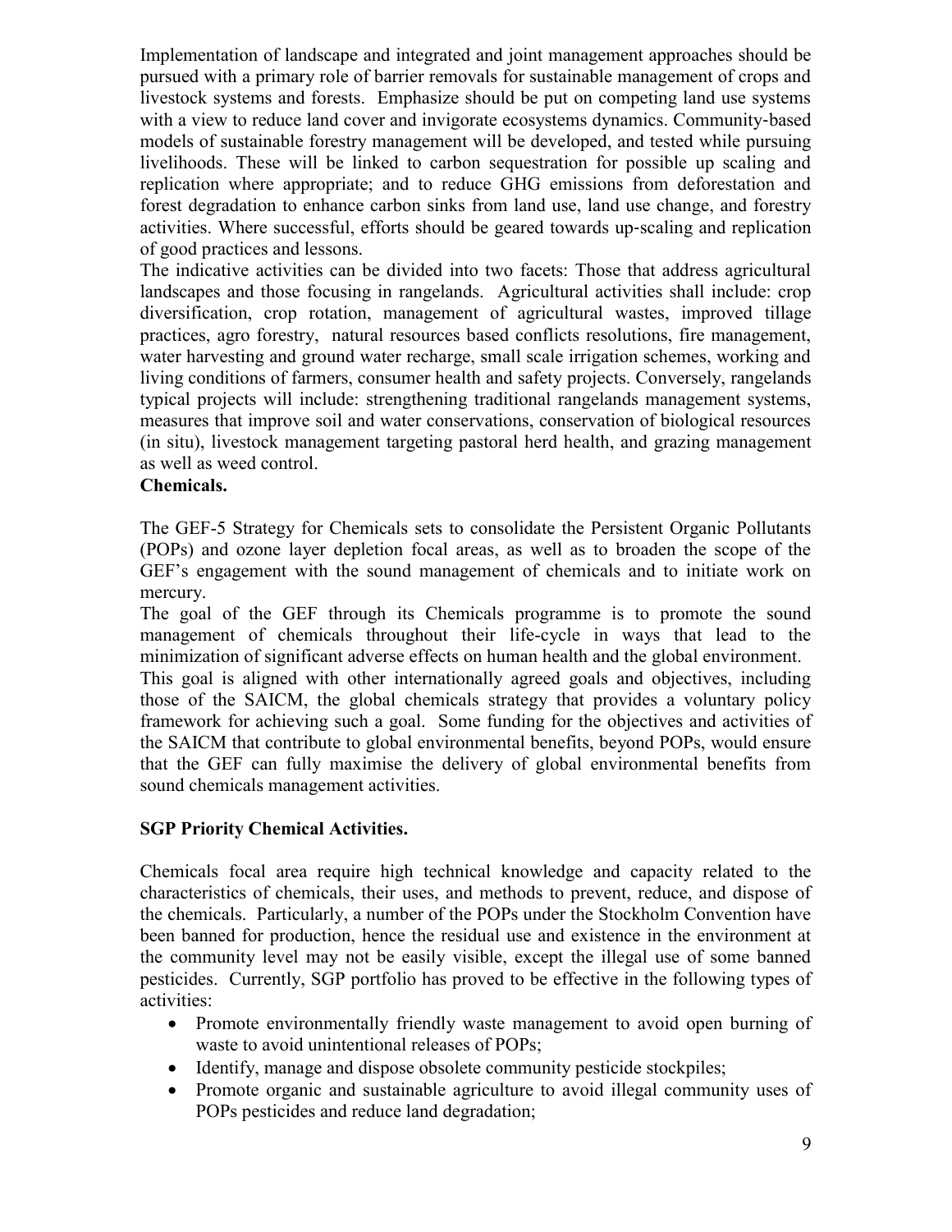Implementation of landscape and integrated and joint management approaches should be pursued with a primary role of barrier removals for sustainable management of crops and livestock systems and forests. Emphasize should be put on competing land use systems with a view to reduce land cover and invigorate ecosystems dynamics. Community-based models of sustainable forestry management will be developed, and tested while pursuing livelihoods. These will be linked to carbon sequestration for possible up scaling and replication where appropriate; and to reduce GHG emissions from deforestation and forest degradation to enhance carbon sinks from land use, land use change, and forestry activities. Where successful, efforts should be geared towards up-scaling and replication of good practices and lessons.

The indicative activities can be divided into two facets: Those that address agricultural landscapes and those focusing in rangelands. Agricultural activities shall include: crop diversification, crop rotation, management of agricultural wastes, improved tillage practices, agro forestry, natural resources based conflicts resolutions, fire management, water harvesting and ground water recharge, small scale irrigation schemes, working and living conditions of farmers, consumer health and safety projects. Conversely, rangelands typical projects will include: strengthening traditional rangelands management systems, measures that improve soil and water conservations, conservation of biological resources (in situ), livestock management targeting pastoral herd health, and grazing management as well as weed control.

**Chemicals.**

The GEF-5 Strategy for Chemicals sets to consolidate the Persistent Organic Pollutants (POPs) and ozone layer depletion focal areas, as well as to broaden the scope of the GEF's engagement with the sound management of chemicals and to initiate work on mercury.

The goal of the GEF through its Chemicals programme is to promote the sound management of chemicals throughout their life-cycle in ways that lead to the minimization of significant adverse effects on human health and the global environment.

This goal is aligned with other internationally agreed goals and objectives, including those of the SAICM, the global chemicals strategy that provides a voluntary policy framework for achieving such a goal. Some funding for the objectives and activities of the SAICM that contribute to global environmental benefits, beyond POPs, would ensure that the GEF can fully maximise the delivery of global environmental benefits from sound chemicals management activities.

**SGP Priority Chemical Activities.**

Chemicals focal area require high technical knowledge and capacity related to the characteristics of chemicals, their uses, and methods to prevent, reduce, and dispose of the chemicals. Particularly, a number of the POPs under the Stockholm Convention have been banned for production, hence the residual use and existence in the environment at the community level may not be easily visible, except the illegal use of some banned pesticides. Currently, SGP portfolio has proved to be effective in the following types of activities:

- Promote environmentally friendly waste management to avoid open burning of waste to avoid unintentional releases of POPs;
- Identify, manage and dispose obsolete community pesticide stockpiles;
- Promote organic and sustainable agriculture to avoid illegal community uses of POPs pesticides and reduce land degradation;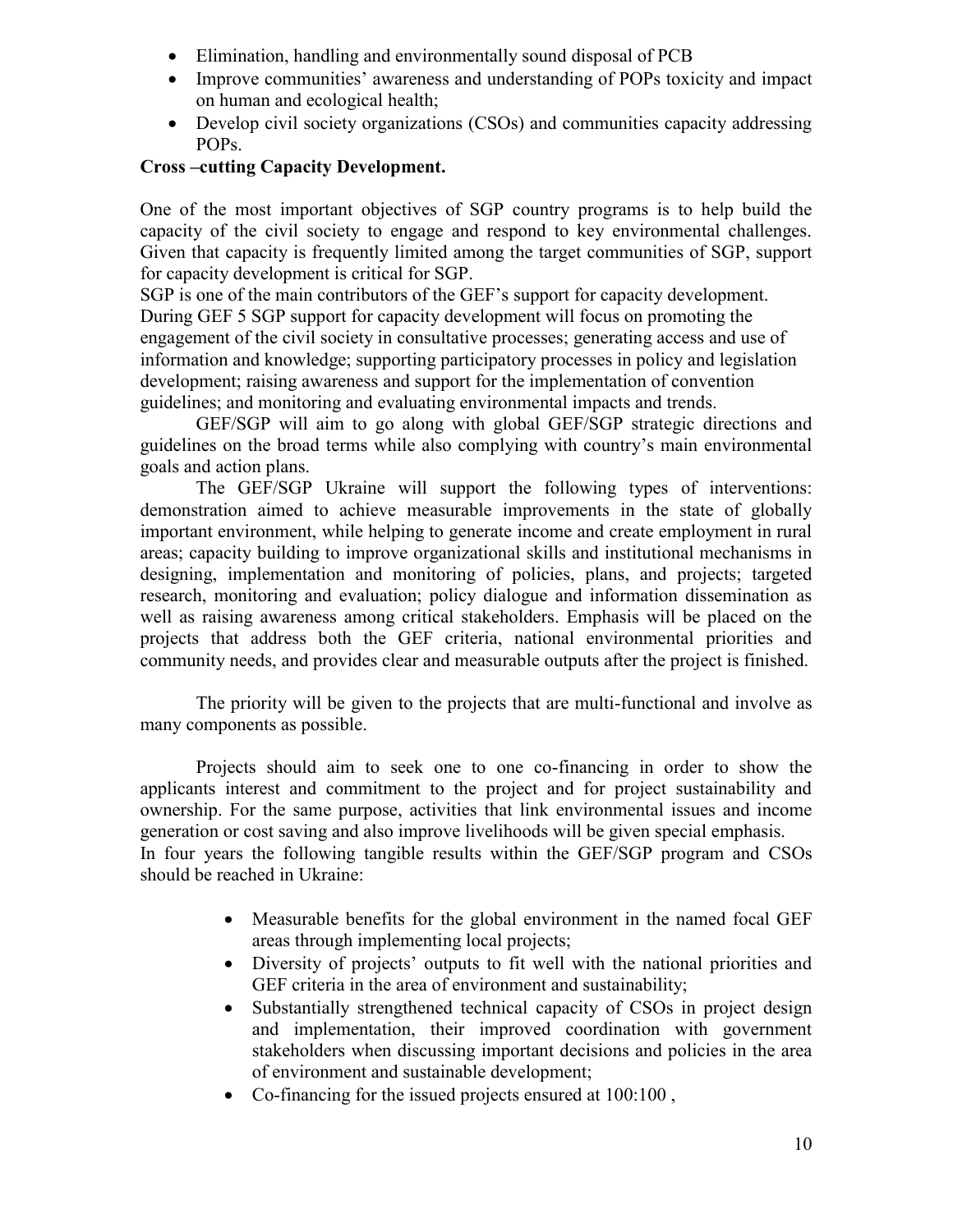- Elimination, handling and environmentally sound disposal of PCB
- Improve communities' awareness and understanding of POPs toxicity and impact on human and ecological health;
- Develop civil society organizations (CSOs) and communities capacity addressing POPs.

**Cross –cutting Capacity Development.**

One of the most important objectives of SGP country programs is to help build the capacity of the civil society to engage and respond to key environmental challenges. Given that capacity is frequently limited among the target communities of SGP, support for capacity development is critical for SGP.

SGP is one of the main contributors of the GEF's support for capacity development. During GEF 5 SGP support for capacity development will focus on promoting the engagement of the civil society in consultative processes; generating access and use of information and knowledge; supporting participatory processes in policy and legislation development; raising awareness and support for the implementation of convention guidelines; and monitoring and evaluating environmental impacts and trends.

GEF/SGP will aim to go along with global GEF/SGP strategic directions and guidelines on the broad terms while also complying with country's main environmental goals and action plans.

The GEF/SGP Ukraine will support the following types of interventions: demonstration aimed to achieve measurable improvements in the state of globally important environment, while helping to generate income and create employment in rural areas; capacity building to improve organizational skills and institutional mechanisms in designing, implementation and monitoring of policies, plans, and projects; targeted research, monitoring and evaluation; policy dialogue and information dissemination as well as raising awareness among critical stakeholders. Emphasis will be placed on the projects that address both the GEF criteria, national environmental priorities and community needs, and provides clear and measurable outputs after the project is finished.

The priority will be given to the projects that are multi-functional and involve as many components as possible.

Projects should aim to seek one to one co-financing in order to show the applicants interest and commitment to the project and for project sustainability and ownership. For the same purpose, activities that link environmental issues and income generation or cost saving and also improve livelihoods will be given special emphasis.
In four years the following tangible results within the GEF/SGP program and CSOs should be reached in Ukraine:

- Measurable benefits for the global environment in the named focal GEF areas through implementing local projects;
- Diversity of projects' outputs to fit well with the national priorities and GEF criteria in the area of environment and sustainability;
- Substantially strengthened technical capacity of CSOs in project design and implementation, their improved coordination with government stakeholders when discussing important decisions and policies in the area of environment and sustainable development;
- Co-financing for the issued projects ensured at 100:100 ,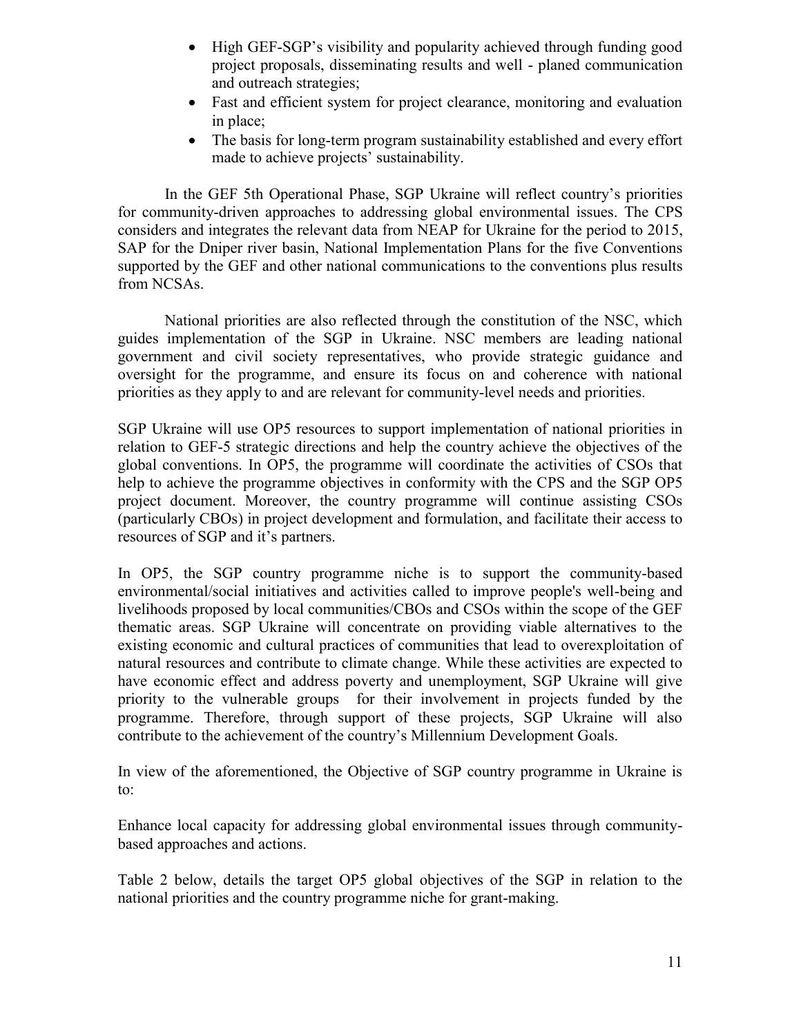- High GEF-SGP's visibility and popularity achieved through funding good project proposals, disseminating results and well - planed communication and outreach strategies;
- Fast and efficient system for project clearance, monitoring and evaluation in place;
- The basis for long-term program sustainability established and every effort made to achieve projects' sustainability.

In the GEF 5th Operational Phase, SGP Ukraine will reflect country's priorities for community-driven approaches to addressing global environmental issues. The CPS considers and integrates the relevant data from NEAP for Ukraine for the period to 2015, SAP for the Dniper river basin, National Implementation Plans for the five Conventions supported by the GEF and other national communications to the conventions plus results from NCSAs.

National priorities are also reflected through the constitution of the NSC, which guides implementation of the SGP in Ukraine. NSC members are leading national government and civil society representatives, who provide strategic guidance and oversight for the programme, and ensure its focus on and coherence with national priorities as they apply to and are relevant for community-level needs and priorities.

SGP Ukraine will use OP5 resources to support implementation of national priorities in relation to GEF-5 strategic directions and help the country achieve the objectives of the global conventions. In OP5, the programme will coordinate the activities of CSOs that help to achieve the programme objectives in conformity with the CPS and the SGP OP5 project document. Moreover, the country programme will continue assisting CSOs (particularly CBOs) in project development and formulation, and facilitate their access to resources of SGP and it's partners.

In OP5, the SGP country programme niche is to support the community-based environmental/social initiatives and activities called to improve people's well-being and livelihoods proposed by local communities/CBOs and CSOs within the scope of the GEF thematic areas. SGP Ukraine will concentrate on providing viable alternatives to the existing economic and cultural practices of communities that lead to overexploitation of natural resources and contribute to climate change. While these activities are expected to have economic effect and address poverty and unemployment, SGP Ukraine will give priority to the vulnerable groups for their involvement in projects funded by the programme. Therefore, through support of these projects, SGP Ukraine will also contribute to the achievement of the country's Millennium Development Goals.

In view of the aforementioned, the Objective of SGP country programme in Ukraine is to:

Enhance local capacity for addressing global environmental issues through community-based approaches and actions.

Table 2 below, details the target OP5 global objectives of the SGP in relation to the national priorities and the country programme niche for grant-making.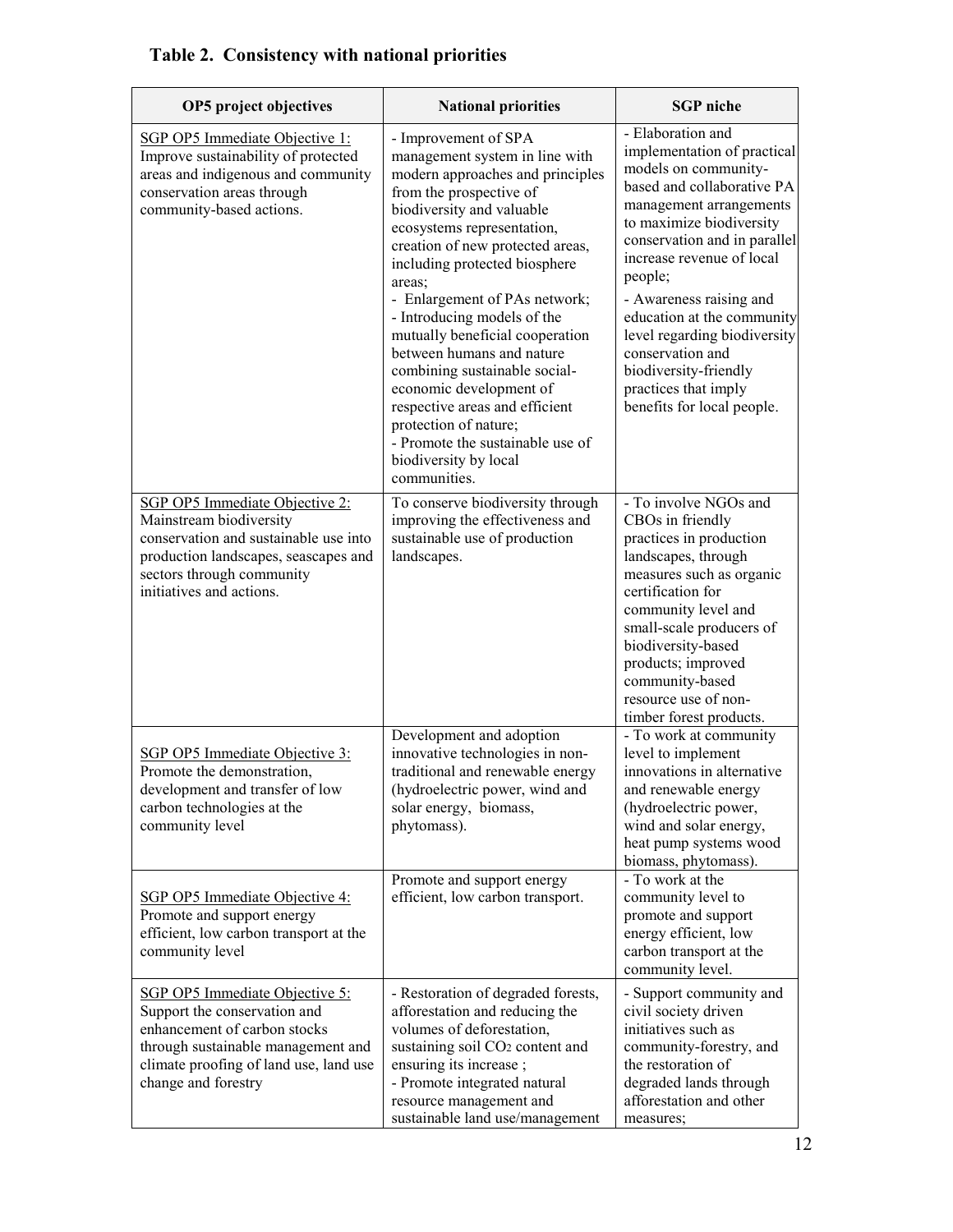## Table 2. Consistency with national priorities

| OP5 project objectives | National priorities | SGP niche |
|---|---|---|
| SGP OP5 Immediate Objective 1: Improve sustainability of protected areas and indigenous and community conservation areas through community-based actions. | - Improvement of SPA management system in line with modern approaches and principles from the prospective of biodiversity and valuable ecosystems representation, creation of new protected areas, including protected biosphere areas; - Enlargement of PAs network; - Introducing models of the mutually beneficial cooperation between humans and nature combining sustainable social-economic development of respective areas and efficient protection of nature; - Promote the sustainable use of biodiversity by local communities. | - Elaboration and implementation of practical models on community-based and collaborative PA management arrangements to maximize biodiversity conservation and in parallel increase revenue of local people; - Awareness raising and education at the community level regarding biodiversity conservation and biodiversity-friendly practices that imply benefits for local people. |
| SGP OP5 Immediate Objective 2: Mainstream biodiversity conservation and sustainable use into production landscapes, seascapes and sectors through community initiatives and actions. | To conserve biodiversity through improving the effectiveness and sustainable use of production landscapes. | - To involve NGOs and CBOs in friendly practices in production landscapes, through measures such as organic certification for community level and small-scale producers of biodiversity-based products; improved community-based resource use of non-timber forest products. |
| SGP OP5 Immediate Objective 3: Promote the demonstration, development and transfer of low carbon technologies at the community level | Development and adoption innovative technologies in non-traditional and renewable energy (hydroelectric power, wind and solar energy, biomass, phytomass). | - To work at community level to implement innovations in alternative and renewable energy (hydroelectric power, wind and solar energy, heat pump systems wood biomass, phytomass). |
| SGP OP5 Immediate Objective 4: Promote and support energy efficient, low carbon transport at the community level | Promote and support energy efficient, low carbon transport. | - To work at the community level to promote and support energy efficient, low carbon transport at the community level. |
| SGP OP5 Immediate Objective 5: Support the conservation and enhancement of carbon stocks through sustainable management and climate proofing of land use, land use change and forestry | - Restoration of degraded forests, afforestation and reducing the volumes of deforestation, sustaining soil $CO_2$ content and ensuring its increase ; - Promote integrated natural resource management and sustainable land use/management | - Support community and civil society driven initiatives such as community-forestry, and the restoration of degraded lands through afforestation and other measures; |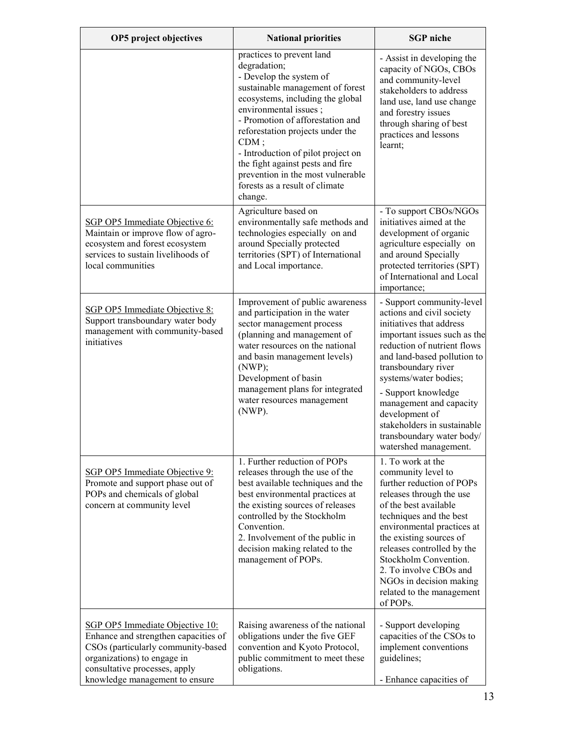| OP5 project objectives | National priorities | SGP niche |
|---|---|---|
| | practices to prevent land degradation;<br>- Develop the system of sustainable management of forest ecosystems, including the global environmental issues ;<br>- Promotion of afforestation and reforestation projects under the CDM ;<br>- Introduction of pilot project on the fight against pests and fire prevention in the most vulnerable forests as a result of climate change. | - Assist in developing the capacity of NGOs, CBOs and community-level stakeholders to address land use, land use change and forestry issues through sharing of best practices and lessons learnt; |
| SGP OP5 Immediate Objective 6: Maintain or improve flow of agro-ecosystem and forest ecosystem services to sustain livelihoods of local communities | Agriculture based on environmentally safe methods and technologies especially on and around Specially protected territories (SPT) of International and Local importance. | - To support CBOs/NGOs initiatives aimed at the development of organic agriculture especially on and around Specially protected territories (SPT) of International and Local importance; |
| SGP OP5 Immediate Objective 8: Support transboundary water body management with community-based initiatives | Improvement of public awareness and participation in the water sector management process (planning and management of water resources on the national and basin management levels) (NWP);<br>Development of basin management plans for integrated water resources management (NWP). | - Support community-level actions and civil society initiatives that address important issues such as the reduction of nutrient flows and land-based pollution to transboundary river systems/water bodies;<br>- Support knowledge management and capacity development of stakeholders in sustainable transboundary water body/ watershed management. |
| SGP OP5 Immediate Objective 9: Promote and support phase out of POPs and chemicals of global concern at community level | 1. Further reduction of POPs releases through the use of the best available techniques and the best environmental practices at the existing sources of releases controlled by the Stockholm Convention.<br>2. Involvement of the public in decision making related to the management of POPs. | 1. To work at the community level to further reduction of POPs releases through the use of the best available techniques and the best environmental practices at the existing sources of releases controlled by the Stockholm Convention.<br>2. To involve CBOs and NGOs in decision making related to the management of POPs. |
| SGP OP5 Immediate Objective 10: Enhance and strengthen capacities of CSOs (particularly community-based organizations) to engage in consultative processes, apply knowledge management to ensure | Raising awareness of the national obligations under the five GEF convention and Kyoto Protocol, public commitment to meet these obligations. | - Support developing capacities of the CSOs to implement conventions guidelines;<br>- Enhance capacities of |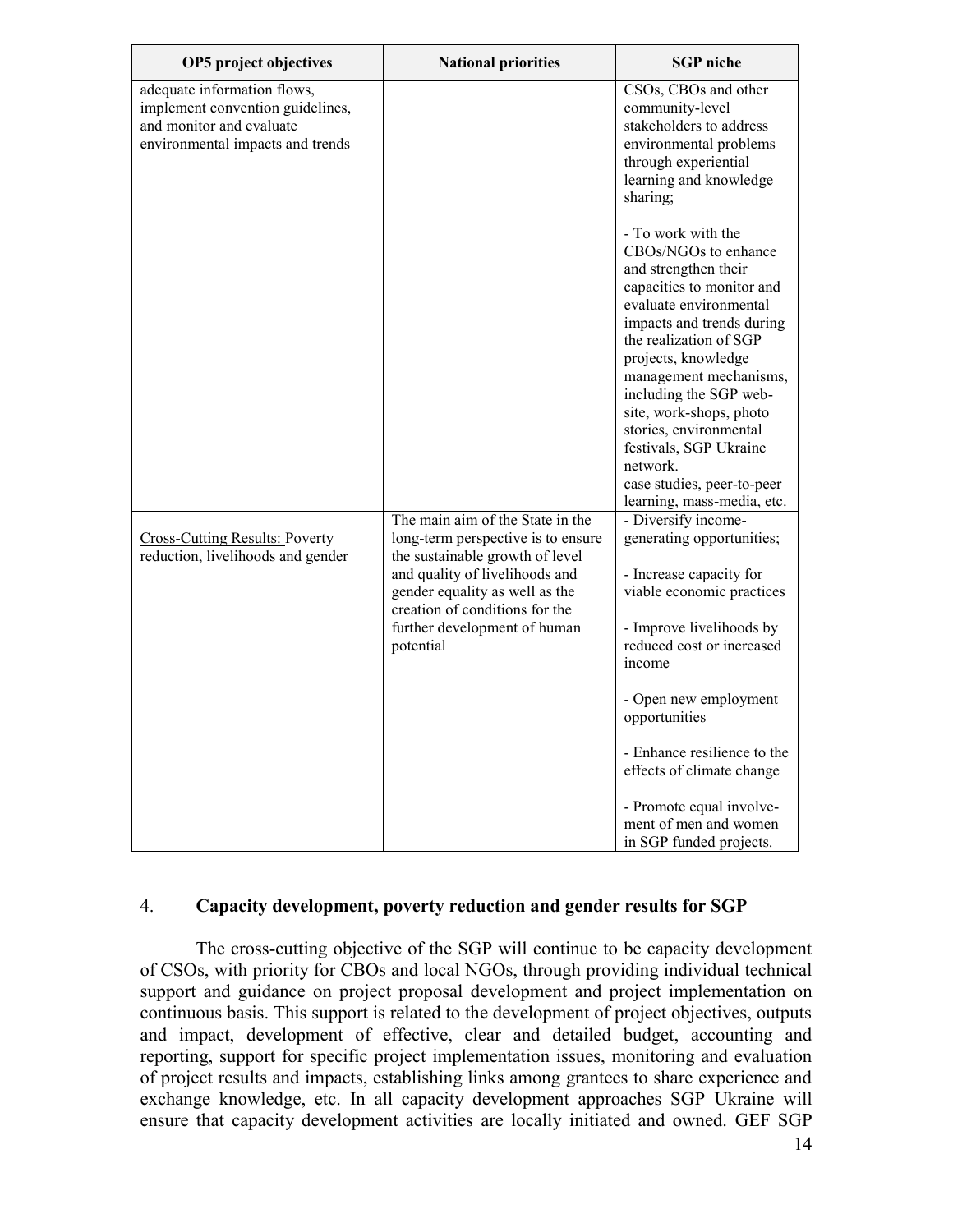| OP5 project objectives | National priorities | SGP niche |
|---|---|---|
| adequate information flows, implement convention guidelines, and monitor and evaluate environmental impacts and trends | | CSOs, CBOs and other community-level stakeholders to address environmental problems through experiential learning and knowledge sharing;<br><br>- To work with the CBOs/NGOs to enhance and strengthen their capacities to monitor and evaluate environmental impacts and trends during the realization of SGP projects, knowledge management mechanisms, including the SGP web-site, work-shops, photo stories, environmental festivals, SGP Ukraine network.<br>case studies, peer-to-peer learning, mass-media, etc. |
| Cross-Cutting Results: Poverty reduction, livelihoods and gender | The main aim of the State in the long-term perspective is to ensure the sustainable growth of level and quality of livelihoods and gender equality as well as the creation of conditions for the further development of human potential | - Diversify income-generating opportunities;<br><br>- Increase capacity for viable economic practices<br><br>- Improve livelihoods by reduced cost or increased income<br><br>- Open new employment opportunities<br><br>- Enhance resilience to the effects of climate change<br><br>- Promote equal involvement of men and women in SGP funded projects. |

## 4. **Capacity development, poverty reduction and gender results for SGP**

The cross-cutting objective of the SGP will continue to be capacity development of CSOs, with priority for CBOs and local NGOs, through providing individual technical support and guidance on project proposal development and project implementation on continuous basis. This support is related to the development of project objectives, outputs and impact, development of effective, clear and detailed budget, accounting and reporting, support for specific project implementation issues, monitoring and evaluation of project results and impacts, establishing links among grantees to share experience and exchange knowledge, etc. In all capacity development approaches SGP Ukraine will ensure that capacity development activities are locally initiated and owned. GEF SGP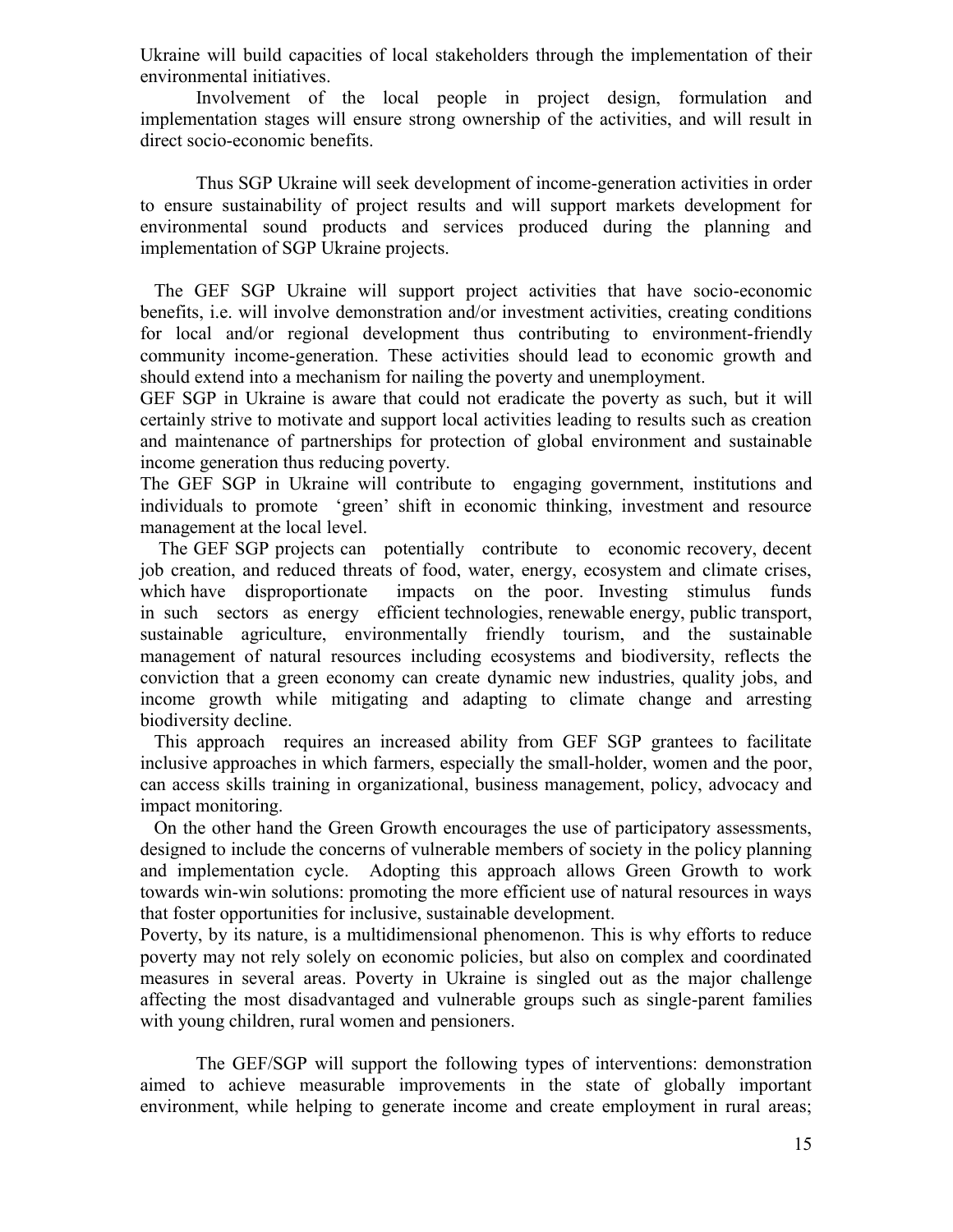Ukraine will build capacities of local stakeholders through the implementation of their environmental initiatives.

Involvement of the local people in project design, formulation and implementation stages will ensure strong ownership of the activities, and will result in direct socio-economic benefits.

Thus SGP Ukraine will seek development of income-generation activities in order to ensure sustainability of project results and will support markets development for environmental sound products and services produced during the planning and implementation of SGP Ukraine projects.

The GEF SGP Ukraine will support project activities that have socio-economic benefits, i.e. will involve demonstration and/or investment activities, creating conditions for local and/or regional development thus contributing to environment-friendly community income-generation. These activities should lead to economic growth and should extend into a mechanism for nailing the poverty and unemployment.

GEF SGP in Ukraine is aware that could not eradicate the poverty as such, but it will certainly strive to motivate and support local activities leading to results such as creation and maintenance of partnerships for protection of global environment and sustainable income generation thus reducing poverty.

The GEF SGP in Ukraine will contribute to engaging government, institutions and individuals to promote 'green' shift in economic thinking, investment and resource management at the local level.

The GEF SGP projects can potentially contribute to economic recovery, decent job creation, and reduced threats of food, water, energy, ecosystem and climate crises, which have disproportionate impacts on the poor. Investing stimulus funds in such sectors as energy efficient technologies, renewable energy, public transport, sustainable agriculture, environmentally friendly tourism, and the sustainable management of natural resources including ecosystems and biodiversity, reflects the conviction that a green economy can create dynamic new industries, quality jobs, and income growth while mitigating and adapting to climate change and arresting biodiversity decline.

This approach requires an increased ability from GEF SGP grantees to facilitate inclusive approaches in which farmers, especially the small-holder, women and the poor, can access skills training in organizational, business management, policy, advocacy and impact monitoring.

On the other hand the Green Growth encourages the use of participatory assessments, designed to include the concerns of vulnerable members of society in the policy planning and implementation cycle. Adopting this approach allows Green Growth to work towards win-win solutions: promoting the more efficient use of natural resources in ways that foster opportunities for inclusive, sustainable development.

Poverty, by its nature, is a multidimensional phenomenon. This is why efforts to reduce poverty may not rely solely on economic policies, but also on complex and coordinated measures in several areas. Poverty in Ukraine is singled out as the major challenge affecting the most disadvantaged and vulnerable groups such as single-parent families with young children, rural women and pensioners.

The GEF/SGP will support the following types of interventions: demonstration aimed to achieve measurable improvements in the state of globally important environment, while helping to generate income and create employment in rural areas;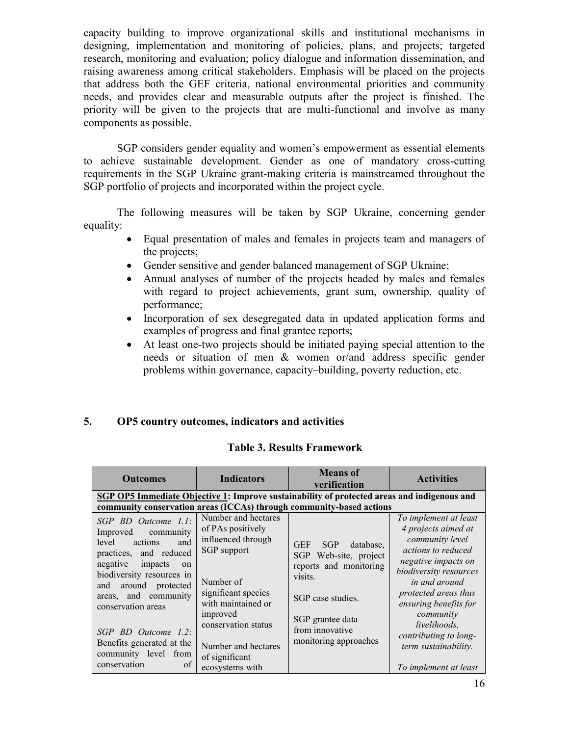capacity building to improve organizational skills and institutional mechanisms in designing, implementation and monitoring of policies, plans, and projects; targeted research, monitoring and evaluation; policy dialogue and information dissemination, and raising awareness among critical stakeholders. Emphasis will be placed on the projects that address both the GEF criteria, national environmental priorities and community needs, and provides clear and measurable outputs after the project is finished. The priority will be given to the projects that are multi-functional and involve as many components as possible.

SGP considers gender equality and women's empowerment as essential elements to achieve sustainable development. Gender as one of mandatory cross-cutting requirements in the SGP Ukraine grant-making criteria is mainstreamed throughout the SGP portfolio of projects and incorporated within the project cycle.

The following measures will be taken by SGP Ukraine, concerning gender equality:

- Equal presentation of males and females in projects team and managers of the projects;
- Gender sensitive and gender balanced management of SGP Ukraine;
- Annual analyses of number of the projects headed by males and females with regard to project achievements, grant sum, ownership, quality of performance;
- Incorporation of sex desegregated data in updated application forms and examples of progress and final grantee reports;
- At least one-two projects should be initiated paying special attention to the needs or situation of men & women or/and address specific gender problems within governance, capacity–building, poverty reduction, etc.

## 5. OP5 country outcomes, indicators and activities

**Table 3. Results Framework**

| Outcomes | Indicators | Means of verification | Activities |
|---|---|---|---|
| **SGP OP5 Immediate Objective 1: Improve sustainability of protected areas and indigenous and community conservation areas (ICCAs) through community-based actions** | | | |
| *SGP BD Outcome 1.1*: Improved community level actions and practices, and reduced negative impacts on biodiversity resources in and around protected areas, and community conservation areas<br><br>*SGP BD Outcome 1.2*: Benefits generated at the community level from conservation of | Number and hectares of PAs positively influenced through SGP support<br><br>Number of significant species with maintained or improved conservation status<br><br>Number and hectares of significant ecosystems with | GEF SGP database, SGP Web-site, project reports and monitoring visits.<br><br>SGP case studies.<br><br>SGP grantee data from innovative monitoring approaches | *To implement at least 4 projects aimed at community level actions to reduced negative impacts on biodiversity resources in and around protected areas thus ensuring benefits for community livelihoods, contributing to long-term sustainability.*<br><br>*To implement at least* |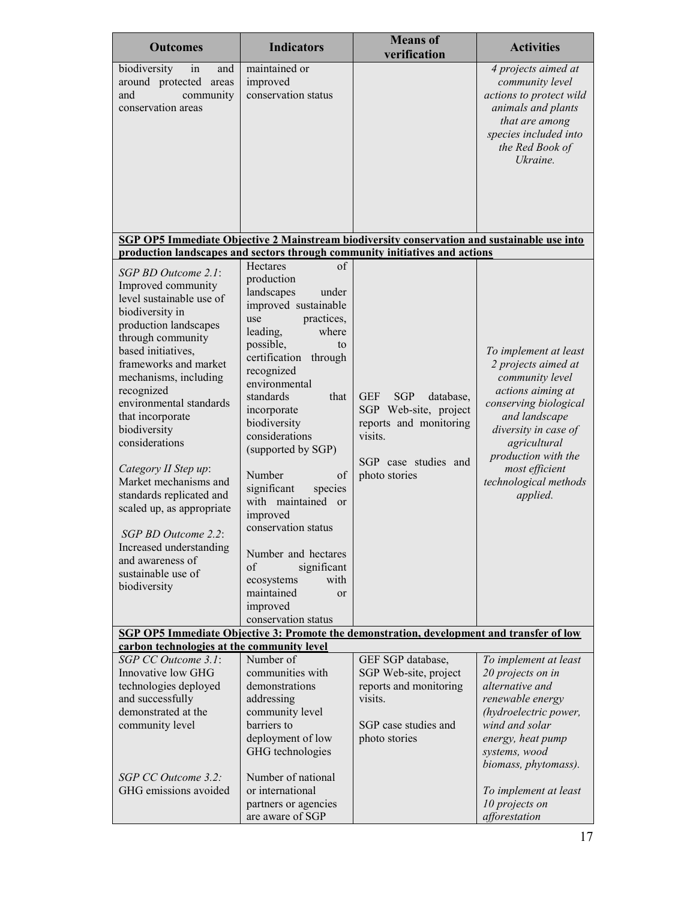| Outcomes | Indicators | Means of verification | Activities |
|---|---|---|---|
| biodiversity in and around protected areas and community conservation areas | maintained or improved conservation status | | *4 projects aimed at community level actions to protect wild animals and plants that are among species included into the Red Book of Ukraine.* |
| **SGP OP5 Immediate Objective 2 Mainstream biodiversity conservation and sustainable use into production landscapes and sectors through community initiatives and actions** | | | |
| *SGP BD Outcome 2.1*: Improved community level sustainable use of biodiversity in production landscapes through community based initiatives, frameworks and market mechanisms, including recognized environmental standards that incorporate biodiversity considerations<br><br>*Category II Step up*: Market mechanisms and standards replicated and scaled up, as appropriate<br><br>*SGP BD Outcome 2.2*: Increased understanding and awareness of sustainable use of biodiversity | Hectares of production landscapes under improved sustainable use practices, leading, where possible, to certification through recognized environmental standards that incorporate biodiversity considerations (supported by SGP)<br><br>Number of significant species with maintained or improved conservation status<br><br>Number and hectares of significant ecosystems with maintained or improved conservation status | GEF SGP database, SGP Web-site, project reports and monitoring visits.<br><br>SGP case studies and photo stories | *To implement at least 2 projects aimed at community level actions aiming at conserving biological and landscape diversity in case of agricultural production with the most efficient technological methods applied.* |
| **SGP OP5 Immediate Objective 3: Promote the demonstration, development and transfer of low carbon technologies at the community level** | | | |
| *SGP CC Outcome 3.1*: Innovative low GHG technologies deployed and successfully demonstrated at the community level<br><br>*SGP CC Outcome 3.2:* GHG emissions avoided | Number of communities with demonstrations addressing community level barriers to deployment of low GHG technologies<br><br>Number of national or international partners or agencies are aware of SGP | GEF SGP database, SGP Web-site, project reports and monitoring visits.<br><br>SGP case studies and photo stories | *To implement at least 20 projects on in alternative and renewable energy (hydroelectric power, wind and solar energy, heat pump systems, wood biomass, phytomass).*<br><br>*To implement at least 10 projects on afforestation* |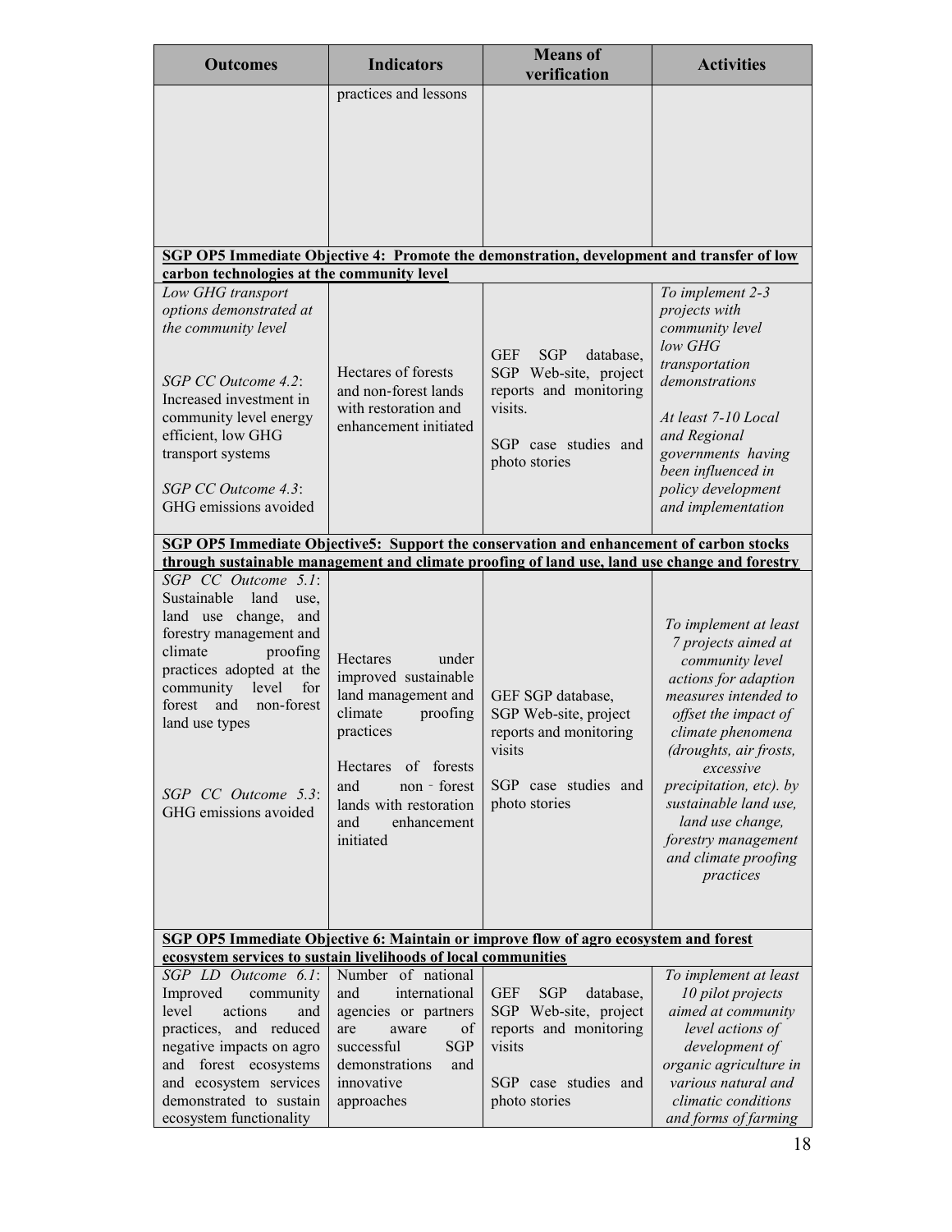| Outcomes | Indicators | Means of verification | Activities |
|---|---|---|---|
| | practices and lessons | | |
| **SGP OP5 Immediate Objective 4: Promote the demonstration, development and transfer of low carbon technologies at the community level** | | | |
| *Low GHG transport options demonstrated at the community level*<br><br>*SGP CC Outcome 4.2*: Increased investment in community level energy efficient, low GHG transport systems<br><br>*SGP CC Outcome 4.3*: GHG emissions avoided | Hectares of forests and non-forest lands with restoration and enhancement initiated | GEF SGP database, SGP Web-site, project reports and monitoring visits.<br><br>SGP case studies and photo stories | *To implement 2-3 projects with community level low GHG transportation demonstrations*<br><br>*At least 7-10 Local and Regional governments having been influenced in policy development and implementation* |
| **SGP OP5 Immediate Objective5: Support the conservation and enhancement of carbon stocks through sustainable management and climate proofing of land use, land use change and forestry** | | | |
| *SGP CC Outcome 5.1*: Sustainable land use, land use change, and forestry management and climate proofing practices adopted at the community level for forest and non-forest land use types<br><br>*SGP CC Outcome 5.3*: GHG emissions avoided | Hectares under improved sustainable land management and climate proofing practices<br><br>Hectares of forests and non - forest lands with restoration and enhancement initiated | GEF SGP database, SGP Web-site, project reports and monitoring visits<br><br>SGP case studies and photo stories | *To implement at least 7 projects aimed at community level actions for adaption measures intended to offset the impact of climate phenomena (droughts, air frosts, excessive precipitation, etc). by sustainable land use, land use change, forestry management and climate proofing practices* |
| **SGP OP5 Immediate Objective 6: Maintain or improve flow of agro ecosystem and forest ecosystem services to sustain livelihoods of local communities** | | | |
| *SGP LD Outcome 6.1*: Improved community level actions and practices, and reduced negative impacts on agro and forest ecosystems and ecosystem services demonstrated to sustain ecosystem functionality | Number of national and international agencies or partners are aware of successful SGP demonstrations and innovative approaches | GEF SGP database, SGP Web-site, project reports and monitoring visits<br><br>SGP case studies and photo stories | *To implement at least 10 pilot projects aimed at community level actions of development of organic agriculture in various natural and climatic conditions and forms of farming* |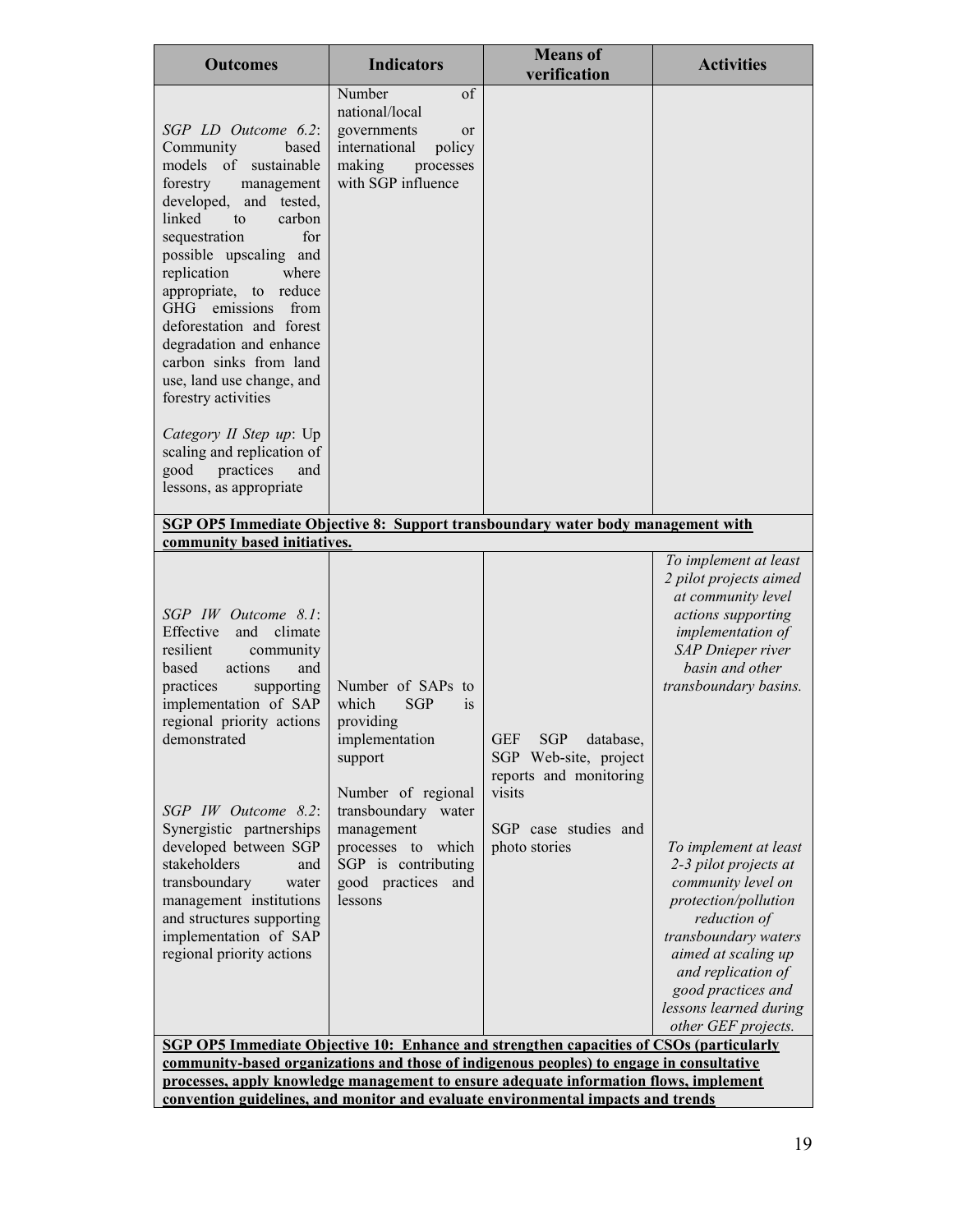| Outcomes | Indicators | Means of verification | Activities |
|---|---|---|---|
| *SGP LD Outcome 6.2*: Community based models of sustainable forestry management developed, and tested, linked to carbon sequestration for possible upscaling and replication where appropriate, to reduce GHG emissions from deforestation and forest degradation and enhance carbon sinks from land use, land use change, and forestry activities<br><br>*Category II Step up*: Up scaling and replication of good practices and lessons, as appropriate | Number of national/local governments or international policy making processes with SGP influence | | |
| **SGP OP5 Immediate Objective 8: Support transboundary water body management with community based initiatives.** | | | |
| *SGP IW Outcome 8.1*: Effective and climate resilient community based actions and practices supporting implementation of SAP regional priority actions demonstrated<br><br>*SGP IW Outcome 8.2*: Synergistic partnerships developed between SGP stakeholders and transboundary water management institutions and structures supporting implementation of SAP regional priority actions | Number of SAPs to which SGP is providing implementation support<br><br>Number of regional transboundary water management processes to which SGP is contributing good practices and lessons | GEF SGP database, SGP Web-site, project reports and monitoring visits<br><br>SGP case studies and photo stories | *To implement at least 2 pilot projects aimed at community level actions supporting implementation of SAP Dnieper river basin and other transboundary basins.*<br><br>*To implement at least 2-3 pilot projects at community level on protection/pollution reduction of transboundary waters aimed at scaling up and replication of good practices and lessons learned during other GEF projects.* |
| **SGP OP5 Immediate Objective 10: Enhance and strengthen capacities of CSOs (particularly community-based organizations and those of indigenous peoples) to engage in consultative processes, apply knowledge management to ensure adequate information flows, implement convention guidelines, and monitor and evaluate environmental impacts and trends** | | | |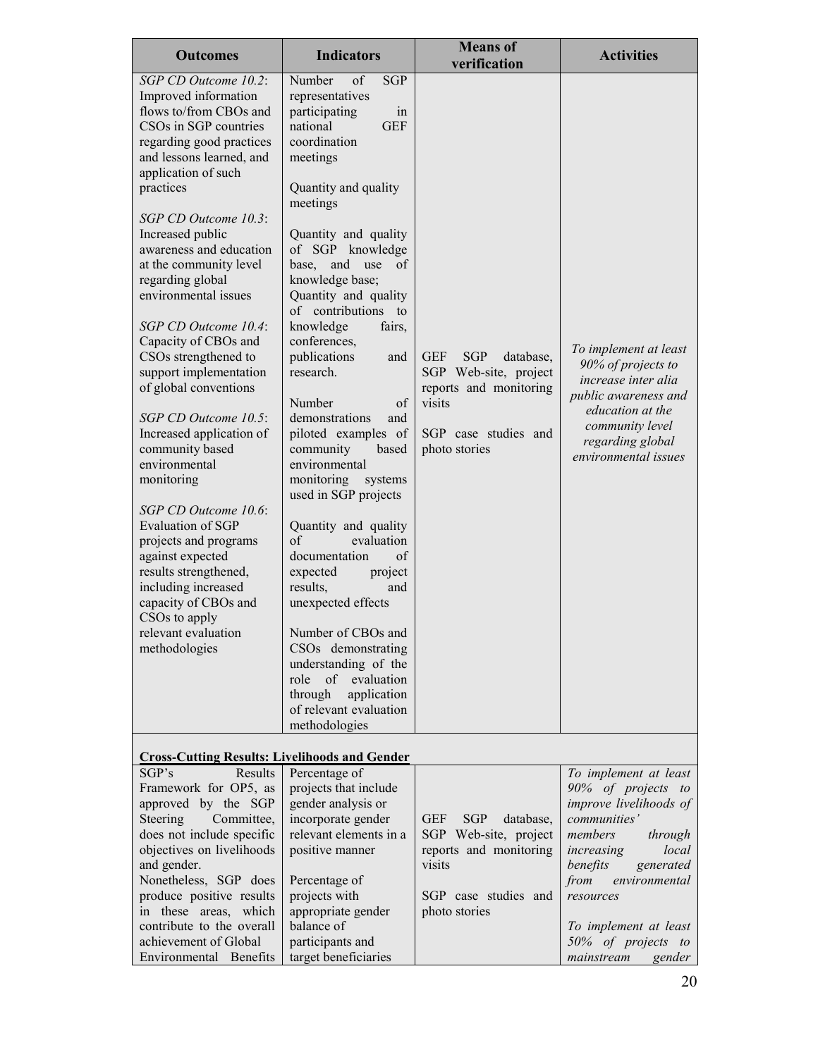| Outcomes | Indicators | Means of verification | Activities |
|---|---|---|---|
| *SGP CD Outcome 10.2*: Improved information flows to/from CBOs and CSOs in SGP countries regarding good practices and lessons learned, and application of such practices<br><br>*SGP CD Outcome 10.3*: Increased public awareness and education at the community level regarding global environmental issues<br><br>*SGP CD Outcome 10.4*: Capacity of CBOs and CSOs strengthened to support implementation of global conventions<br><br>*SGP CD Outcome 10.5*: Increased application of community based environmental monitoring<br><br>*SGP CD Outcome 10.6*: Evaluation of SGP projects and programs against expected results strengthened, including increased capacity of CBOs and CSOs to apply relevant evaluation methodologies | Number of SGP representatives participating in national GEF coordination meetings<br><br>Quantity and quality meetings<br><br>Quantity and quality of SGP knowledge base, and use of knowledge base;<br>Quantity and quality of contributions to knowledge fairs, conferences, publications and research.<br><br>Number of demonstrations and piloted examples of community based environmental monitoring systems used in SGP projects<br><br>Quantity and quality of evaluation documentation of expected project results, and unexpected effects<br><br>Number of CBOs and CSOs demonstrating understanding of the role of evaluation through application of relevant evaluation methodologies | GEF SGP database, SGP Web-site, project reports and monitoring visits<br><br>SGP case studies and photo stories | *To implement at least 90% of projects to increase inter alia public awareness and education at the community level regarding global environmental issues* |
| **Cross-Cutting Results: Livelihoods and Gender** | | | |
| SGP's Results Framework for OP5, as approved by the SGP Steering Committee, does not include specific objectives on livelihoods and gender.<br>Nonetheless, SGP does produce positive results in these areas, which contribute to the overall achievement of Global Environmental Benefits | Percentage of projects that include gender analysis or incorporate gender relevant elements in a positive manner<br><br>Percentage of projects with appropriate gender balance of participants and target beneficiaries | GEF SGP database, SGP Web-site, project reports and monitoring visits<br><br>SGP case studies and photo stories | *To implement at least 90% of projects to improve livelihoods of communities' members through increasing local benefits generated from environmental resources*<br><br>*To implement at least 50% of projects to mainstream gender* |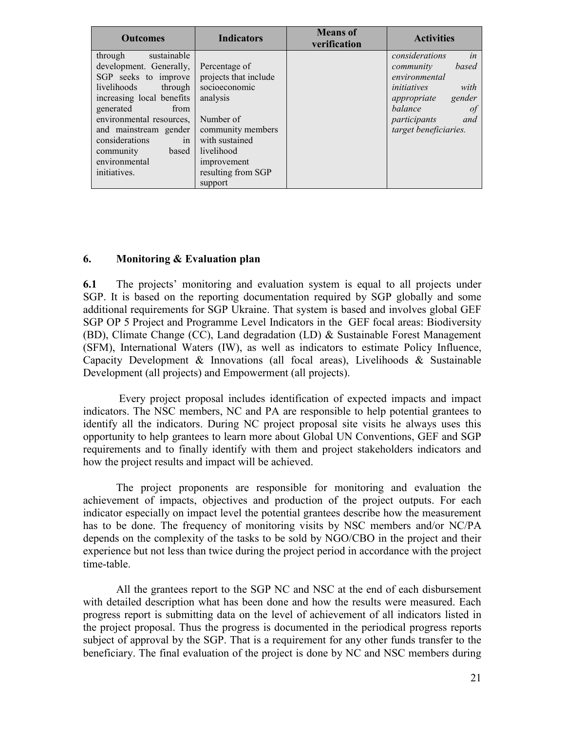| Outcomes | Indicators | Means of verification | Activities |
|---|---|---|---|
| through sustainable development. Generally, SGP seeks to improve livelihoods through increasing local benefits generated from environmental resources, and mainstream gender considerations in community based environmental initiatives. | Percentage of projects that include socioeconomic analysis<br><br>Number of community members with sustained livelihood improvement resulting from SGP support | | *considerations in community based environmental initiatives with appropriate gender balance of participants and target beneficiaries.* |

## 6. Monitoring & Evaluation plan

**6.1** The projects' monitoring and evaluation system is equal to all projects under SGP. It is based on the reporting documentation required by SGP globally and some additional requirements for SGP Ukraine. That system is based and involves global GEF SGP OP 5 Project and Programme Level Indicators in the GEF focal areas: Biodiversity (BD), Climate Change (CC), Land degradation (LD) & Sustainable Forest Management (SFM), International Waters (IW), as well as indicators to estimate Policy Influence, Capacity Development & Innovations (all focal areas), Livelihoods & Sustainable Development (all projects) and Empowerment (all projects).

Every project proposal includes identification of expected impacts and impact indicators. The NSC members, NC and PA are responsible to help potential grantees to identify all the indicators. During NC project proposal site visits he always uses this opportunity to help grantees to learn more about Global UN Conventions, GEF and SGP requirements and to finally identify with them and project stakeholders indicators and how the project results and impact will be achieved.

The project proponents are responsible for monitoring and evaluation the achievement of impacts, objectives and production of the project outputs. For each indicator especially on impact level the potential grantees describe how the measurement has to be done. The frequency of monitoring visits by NSC members and/or NC/PA depends on the complexity of the tasks to be sold by NGO/CBO in the project and their experience but not less than twice during the project period in accordance with the project time-table.

All the grantees report to the SGP NC and NSC at the end of each disbursement with detailed description what has been done and how the results were measured. Each progress report is submitting data on the level of achievement of all indicators listed in the project proposal. Thus the progress is documented in the periodical progress reports subject of approval by the SGP. That is a requirement for any other funds transfer to the beneficiary. The final evaluation of the project is done by NC and NSC members during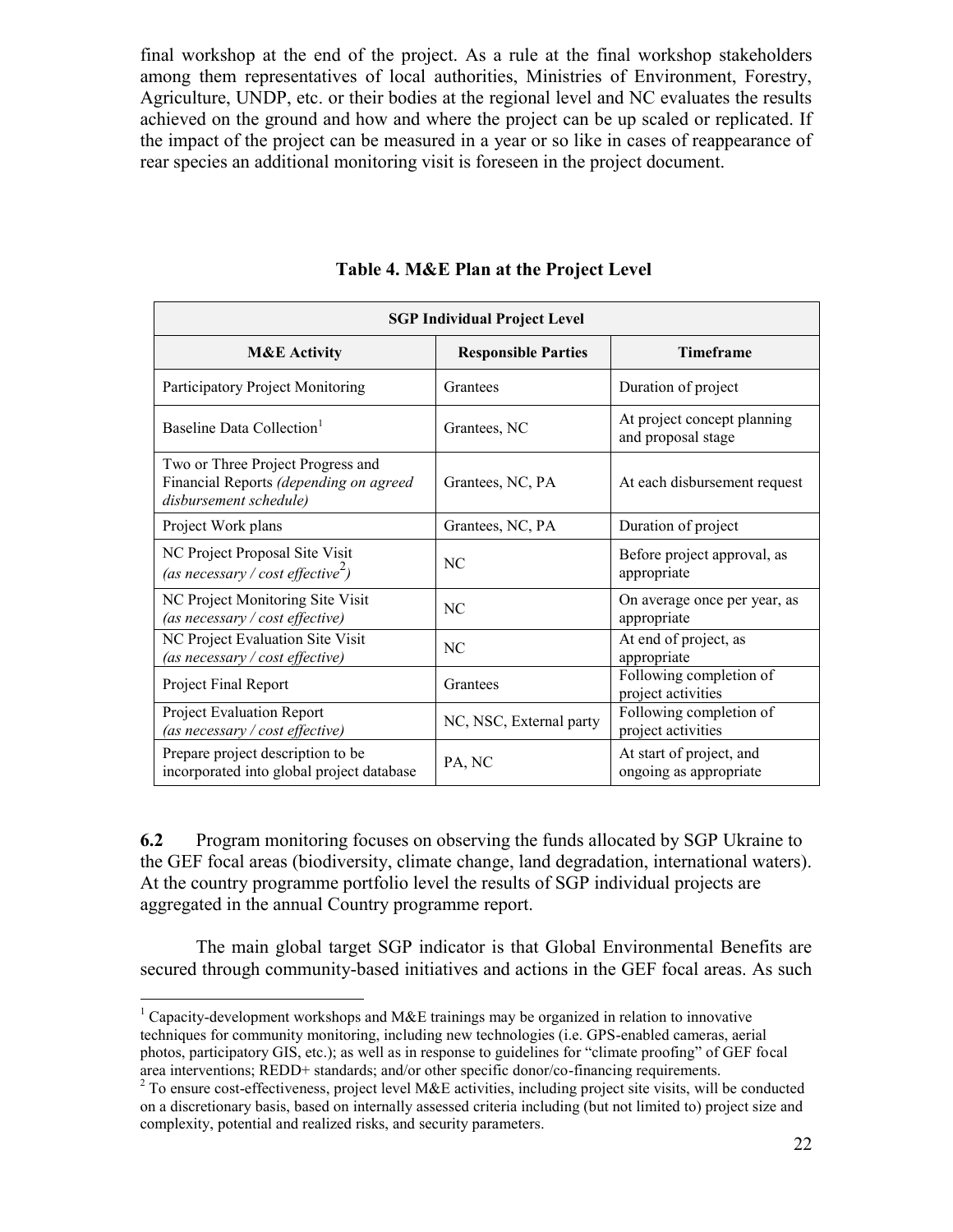final workshop at the end of the project. As a rule at the final workshop stakeholders among them representatives of local authorities, Ministries of Environment, Forestry, Agriculture, UNDP, etc. or their bodies at the regional level and NC evaluates the results achieved on the ground and how and where the project can be up scaled or replicated. If the impact of the project can be measured in a year or so like in cases of reappearance of rear species an additional monitoring visit is foreseen in the project document.

**Table 4. M&E Plan at the Project Level**

| **SGP Individual Project Level** | | |
|---|---|---|
| **M&E Activity** | **Responsible Parties** | **Timeframe** |
| Participatory Project Monitoring | Grantees | Duration of project |
| Baseline Data Collection[1] | Grantees, NC | At project concept planning and proposal stage |
| Two or Three Project Progress and Financial Reports *(depending on agreed disbursement schedule)* | Grantees, NC, PA | At each disbursement request |
| Project Work plans | Grantees, NC, PA | Duration of project |
| NC Project Proposal Site Visit *(as necessary / cost effective[2])* | NC | Before project approval, as appropriate |
| NC Project Monitoring Site Visit *(as necessary / cost effective)* | NC | On average once per year, as appropriate |
| NC Project Evaluation Site Visit *(as necessary / cost effective)* | NC | At end of project, as appropriate |
| Project Final Report | Grantees | Following completion of project activities |
| Project Evaluation Report *(as necessary / cost effective)* | NC, NSC, External party | Following completion of project activities |
| Prepare project description to be incorporated into global project database | PA, NC | At start of project, and ongoing as appropriate |

**6.2** Program monitoring focuses on observing the funds allocated by SGP Ukraine to the GEF focal areas (biodiversity, climate change, land degradation, international waters). At the country programme portfolio level the results of SGP individual projects are aggregated in the annual Country programme report.

The main global target SGP indicator is that Global Environmental Benefits are secured through community-based initiatives and actions in the GEF focal areas. As such

[1] Capacity-development workshops and M&E trainings may be organized in relation to innovative techniques for community monitoring, including new technologies (i.e. GPS-enabled cameras, aerial photos, participatory GIS, etc.); as well as in response to guidelines for "climate proofing" of GEF focal area interventions; REDD+ standards; and/or other specific donor/co-financing requirements.

[2] To ensure cost-effectiveness, project level M&E activities, including project site visits, will be conducted on a discretionary basis, based on internally assessed criteria including (but not limited to) project size and complexity, potential and realized risks, and security parameters.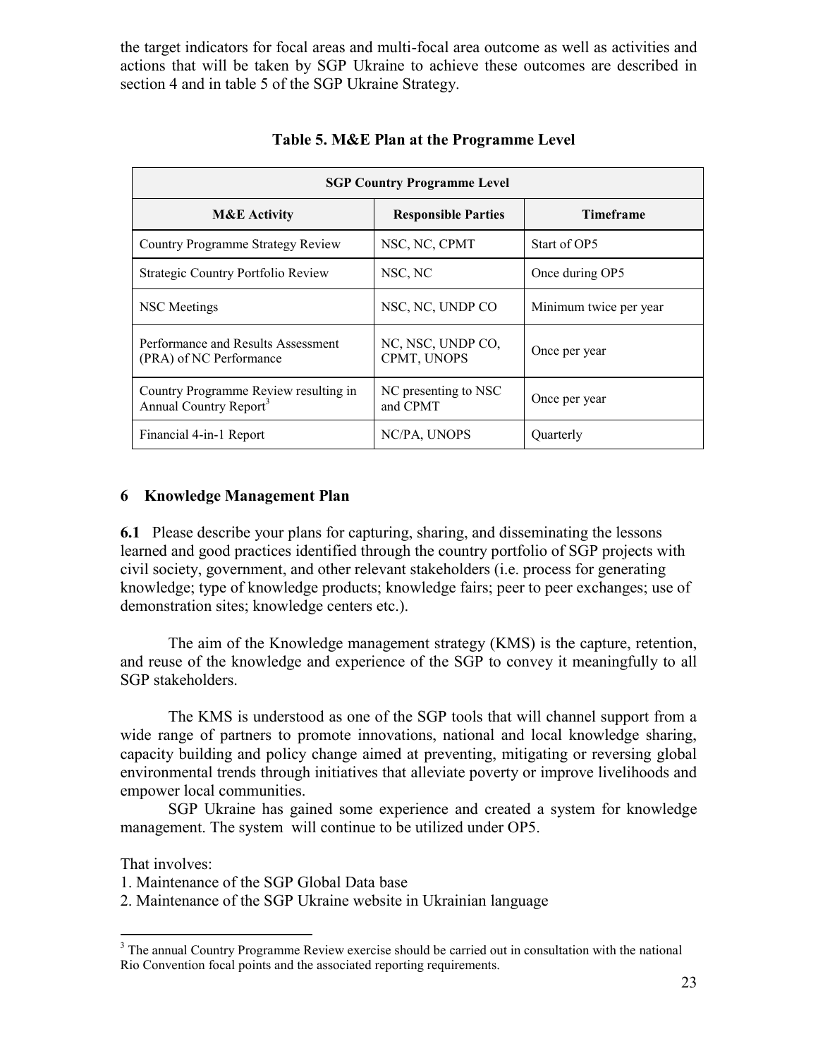the target indicators for focal areas and multi-focal area outcome as well as activities and actions that will be taken by SGP Ukraine to achieve these outcomes are described in section 4 and in table 5 of the SGP Ukraine Strategy.

**Table 5. M&E Plan at the Programme Level**

| SGP Country Programme Level | | |
|---|---|---|
| **M&E Activity** | **Responsible Parties** | **Timeframe** |
| Country Programme Strategy Review | NSC, NC, CPMT | Start of OP5 |
| Strategic Country Portfolio Review | NSC, NC | Once during OP5 |
| NSC Meetings | NSC, NC, UNDP CO | Minimum twice per year |
| Performance and Results Assessment (PRA) of NC Performance | NC, NSC, UNDP CO, CPMT, UNOPS | Once per year |
| Country Programme Review resulting in Annual Country Report[3] | NC presenting to NSC and CPMT | Once per year |
| Financial 4-in-1 Report | NC/PA, UNOPS | Quarterly |

## 6 Knowledge Management Plan

**6.1** Please describe your plans for capturing, sharing, and disseminating the lessons learned and good practices identified through the country portfolio of SGP projects with civil society, government, and other relevant stakeholders (i.e. process for generating knowledge; type of knowledge products; knowledge fairs; peer to peer exchanges; use of demonstration sites; knowledge centers etc.).

The aim of the Knowledge management strategy (KMS) is the capture, retention, and reuse of the knowledge and experience of the SGP to convey it meaningfully to all SGP stakeholders.

The KMS is understood as one of the SGP tools that will channel support from a wide range of partners to promote innovations, national and local knowledge sharing, capacity building and policy change aimed at preventing, mitigating or reversing global environmental trends through initiatives that alleviate poverty or improve livelihoods and empower local communities.

SGP Ukraine has gained some experience and created a system for knowledge management. The system will continue to be utilized under OP5.

That involves:

1. Maintenance of the SGP Global Data base
2. Maintenance of the SGP Ukraine website in Ukrainian language

[3] The annual Country Programme Review exercise should be carried out in consultation with the national Rio Convention focal points and the associated reporting requirements.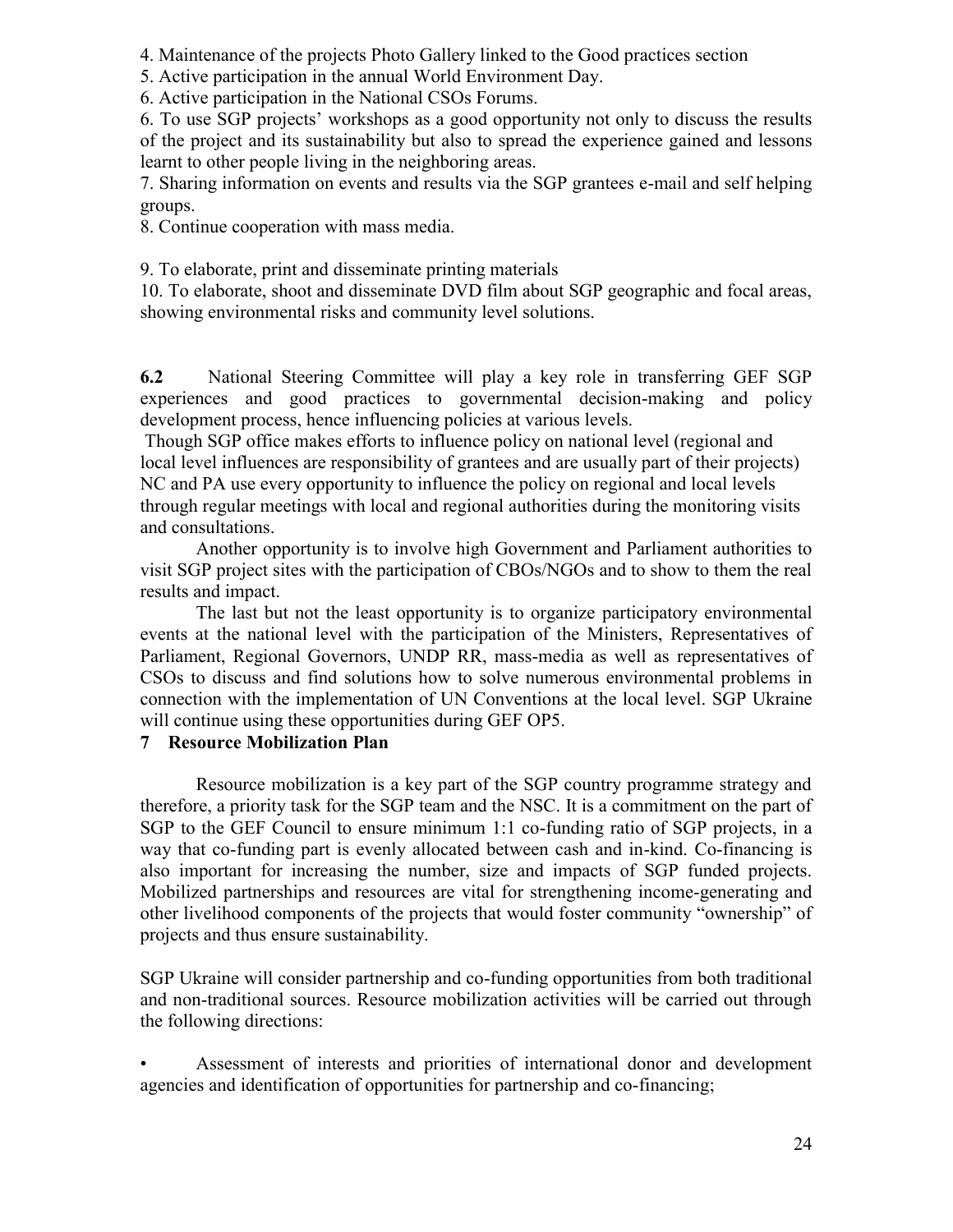4. Maintenance of the projects Photo Gallery linked to the Good practices section

5. Active participation in the annual World Environment Day.

6. Active participation in the National CSOs Forums.

6. To use SGP projects' workshops as a good opportunity not only to discuss the results of the project and its sustainability but also to spread the experience gained and lessons learnt to other people living in the neighboring areas.

7. Sharing information on events and results via the SGP grantees e-mail and self helping groups.

8. Continue cooperation with mass media.

9. To elaborate, print and disseminate printing materials

10. To elaborate, shoot and disseminate DVD film about SGP geographic and focal areas, showing environmental risks and community level solutions.

**6.2** National Steering Committee will play a key role in transferring GEF SGP experiences and good practices to governmental decision-making and policy development process, hence influencing policies at various levels.

Though SGP office makes efforts to influence policy on national level (regional and local level influences are responsibility of grantees and are usually part of their projects) NC and PA use every opportunity to influence the policy on regional and local levels through regular meetings with local and regional authorities during the monitoring visits and consultations.

Another opportunity is to involve high Government and Parliament authorities to visit SGP project sites with the participation of CBOs/NGOs and to show to them the real results and impact.

The last but not the least opportunity is to organize participatory environmental events at the national level with the participation of the Ministers, Representatives of Parliament, Regional Governors, UNDP RR, mass-media as well as representatives of CSOs to discuss and find solutions how to solve numerous environmental problems in connection with the implementation of UN Conventions at the local level. SGP Ukraine will continue using these opportunities during GEF OP5.

## 7 Resource Mobilization Plan

Resource mobilization is a key part of the SGP country programme strategy and therefore, a priority task for the SGP team and the NSC. It is a commitment on the part of SGP to the GEF Council to ensure minimum 1:1 co-funding ratio of SGP projects, in a way that co-funding part is evenly allocated between cash and in-kind. Co-financing is also important for increasing the number, size and impacts of SGP funded projects. Mobilized partnerships and resources are vital for strengthening income-generating and other livelihood components of the projects that would foster community "ownership" of projects and thus ensure sustainability.

SGP Ukraine will consider partnership and co-funding opportunities from both traditional and non-traditional sources. Resource mobilization activities will be carried out through the following directions:

- Assessment of interests and priorities of international donor and development agencies and identification of opportunities for partnership and co-financing;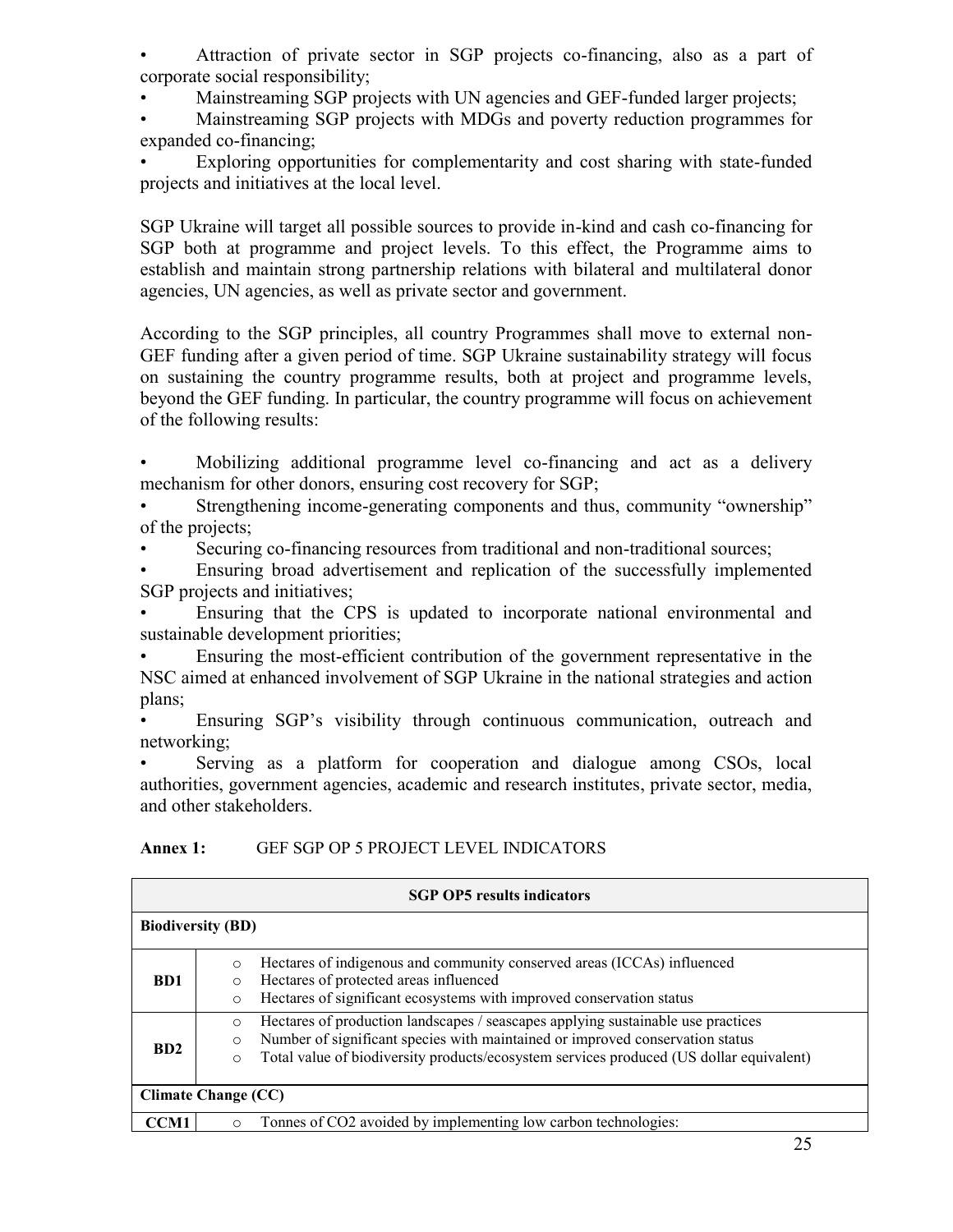- Attraction of private sector in SGP projects co-financing, also as a part of corporate social responsibility;
- Mainstreaming SGP projects with UN agencies and GEF-funded larger projects;
- Mainstreaming SGP projects with MDGs and poverty reduction programmes for expanded co-financing;
- Exploring opportunities for complementarity and cost sharing with state-funded projects and initiatives at the local level.

SGP Ukraine will target all possible sources to provide in-kind and cash co-financing for SGP both at programme and project levels. To this effect, the Programme aims to establish and maintain strong partnership relations with bilateral and multilateral donor agencies, UN agencies, as well as private sector and government.

According to the SGP principles, all country Programmes shall move to external non-GEF funding after a given period of time. SGP Ukraine sustainability strategy will focus on sustaining the country programme results, both at project and programme levels, beyond the GEF funding. In particular, the country programme will focus on achievement of the following results:

- Mobilizing additional programme level co-financing and act as a delivery mechanism for other donors, ensuring cost recovery for SGP;
- Strengthening income-generating components and thus, community "ownership" of the projects;
- Securing co-financing resources from traditional and non-traditional sources;
- Ensuring broad advertisement and replication of the successfully implemented SGP projects and initiatives;
- Ensuring that the CPS is updated to incorporate national environmental and sustainable development priorities;
- Ensuring the most-efficient contribution of the government representative in the NSC aimed at enhanced involvement of SGP Ukraine in the national strategies and action plans;
- Ensuring SGP's visibility through continuous communication, outreach and networking;
- Serving as a platform for cooperation and dialogue among CSOs, local authorities, government agencies, academic and research institutes, private sector, media, and other stakeholders.

**Annex 1:** GEF SGP OP 5 PROJECT LEVEL INDICATORS

| **SGP OP5 results indicators** | |
|---|---|
| **Biodiversity (BD)** | |
| **BD1** | ○ Hectares of indigenous and community conserved areas (ICCAs) influenced<br>○ Hectares of protected areas influenced<br>○ Hectares of significant ecosystems with improved conservation status |
| **BD2** | ○ Hectares of production landscapes / seascapes applying sustainable use practices<br>○ Number of significant species with maintained or improved conservation status<br>○ Total value of biodiversity products/ecosystem services produced (US dollar equivalent) |
| **Climate Change (CC)** | |
| **CCM1** | ○ Tonnes of $CO_2$ avoided by implementing low carbon technologies: |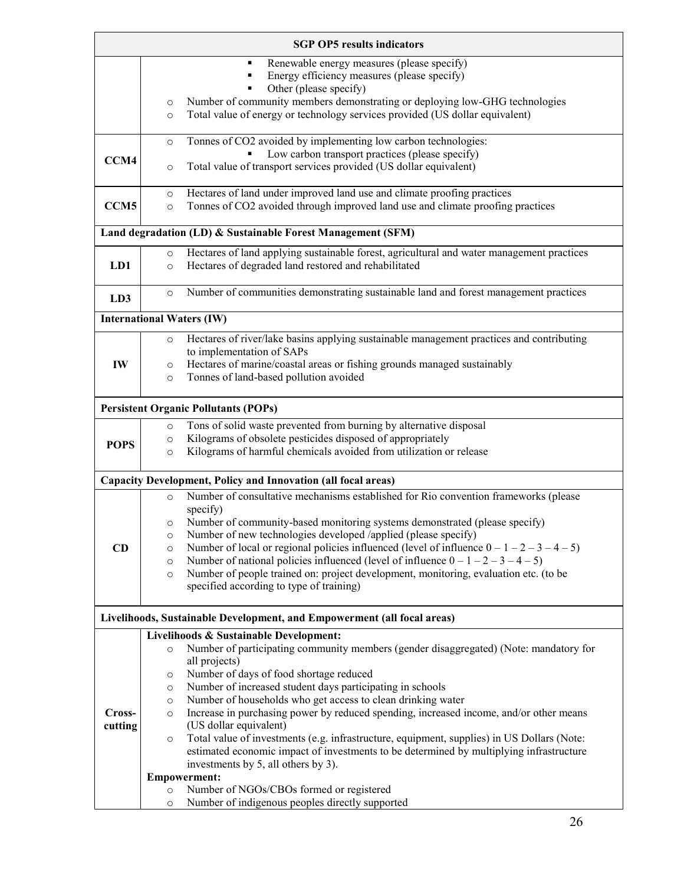| SGP OP5 results indicators | |
|---|---|
| | ▪ Renewable energy measures (please specify)<br>▪ Energy efficiency measures (please specify)<br>▪ Other (please specify)<br>○ Number of community members demonstrating or deploying low-GHG technologies<br>○ Total value of energy or technology services provided (US dollar equivalent) |
| **CCM4** | ○ Tonnes of $CO_2$ avoided by implementing low carbon technologies:<br>▪ Low carbon transport practices (please specify)<br>○ Total value of transport services provided (US dollar equivalent) |
| **CCM5** | ○ Hectares of land under improved land use and climate proofing practices<br>○ Tonnes of $CO_2$ avoided through improved land use and climate proofing practices |
| **Land degradation (LD) & Sustainable Forest Management (SFM)** | |
| **LD1** | ○ Hectares of land applying sustainable forest, agricultural and water management practices<br>○ Hectares of degraded land restored and rehabilitated |
| **LD3** | ○ Number of communities demonstrating sustainable land and forest management practices |
| **International Waters (IW)** | |
| **IW** | ○ Hectares of river/lake basins applying sustainable management practices and contributing to implementation of SAPs<br>○ Hectares of marine/coastal areas or fishing grounds managed sustainably<br>○ Tonnes of land-based pollution avoided |
| **Persistent Organic Pollutants (POPs)** | |
| **POPS** | ○ Tons of solid waste prevented from burning by alternative disposal<br>○ Kilograms of obsolete pesticides disposed of appropriately<br>○ Kilograms of harmful chemicals avoided from utilization or release |
| **Capacity Development, Policy and Innovation (all focal areas)** | |
| **CD** | ○ Number of consultative mechanisms established for Rio convention frameworks (please specify)<br>○ Number of community-based monitoring systems demonstrated (please specify)<br>○ Number of new technologies developed /applied (please specify)<br>○ Number of local or regional policies influenced (level of influence 0 – 1 – 2 – 3 – 4 – 5)<br>○ Number of national policies influenced (level of influence 0 – 1 – 2 – 3 – 4 – 5)<br>○ Number of people trained on: project development, monitoring, evaluation etc. (to be specified according to type of training) |
| **Livelihoods, Sustainable Development, and Empowerment (all focal areas)** | |
| **Cross-cutting** | **Livelihoods & Sustainable Development:**<br>○ Number of participating community members (gender disaggregated) (Note: mandatory for all projects)<br>○ Number of days of food shortage reduced<br>○ Number of increased student days participating in schools<br>○ Number of households who get access to clean drinking water<br>○ Increase in purchasing power by reduced spending, increased income, and/or other means (US dollar equivalent)<br>○ Total value of investments (e.g. infrastructure, equipment, supplies) in US Dollars (Note: estimated economic impact of investments to be determined by multiplying infrastructure investments by 5, all others by 3).<br>**Empowerment:**<br>○ Number of NGOs/CBOs formed or registered<br>○ Number of indigenous peoples directly supported |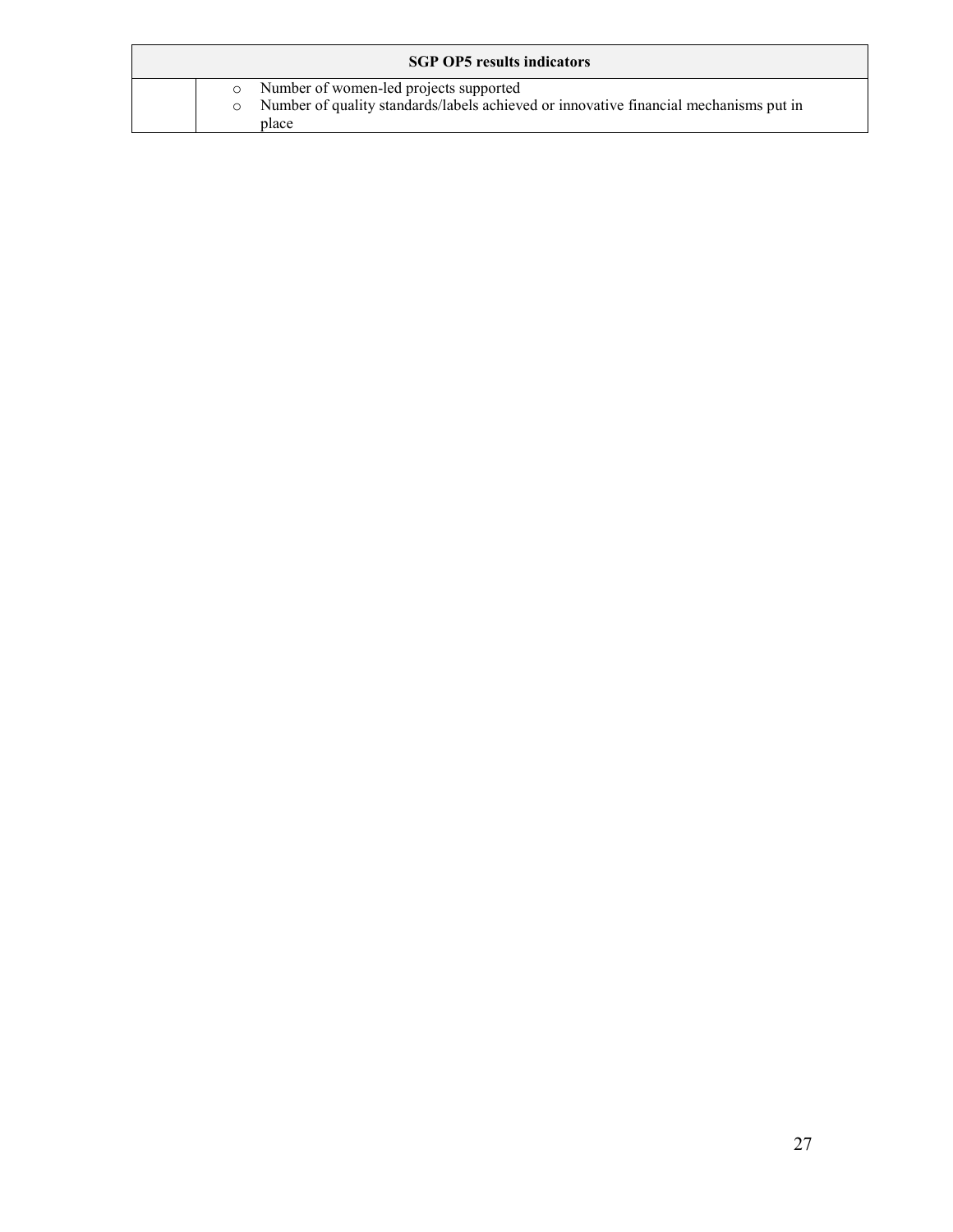| SGP OP5 results indicators | |
|---|---|
| | ○ Number of women-led projects supported<br>○ Number of quality standards/labels achieved or innovative financial mechanisms put in place |